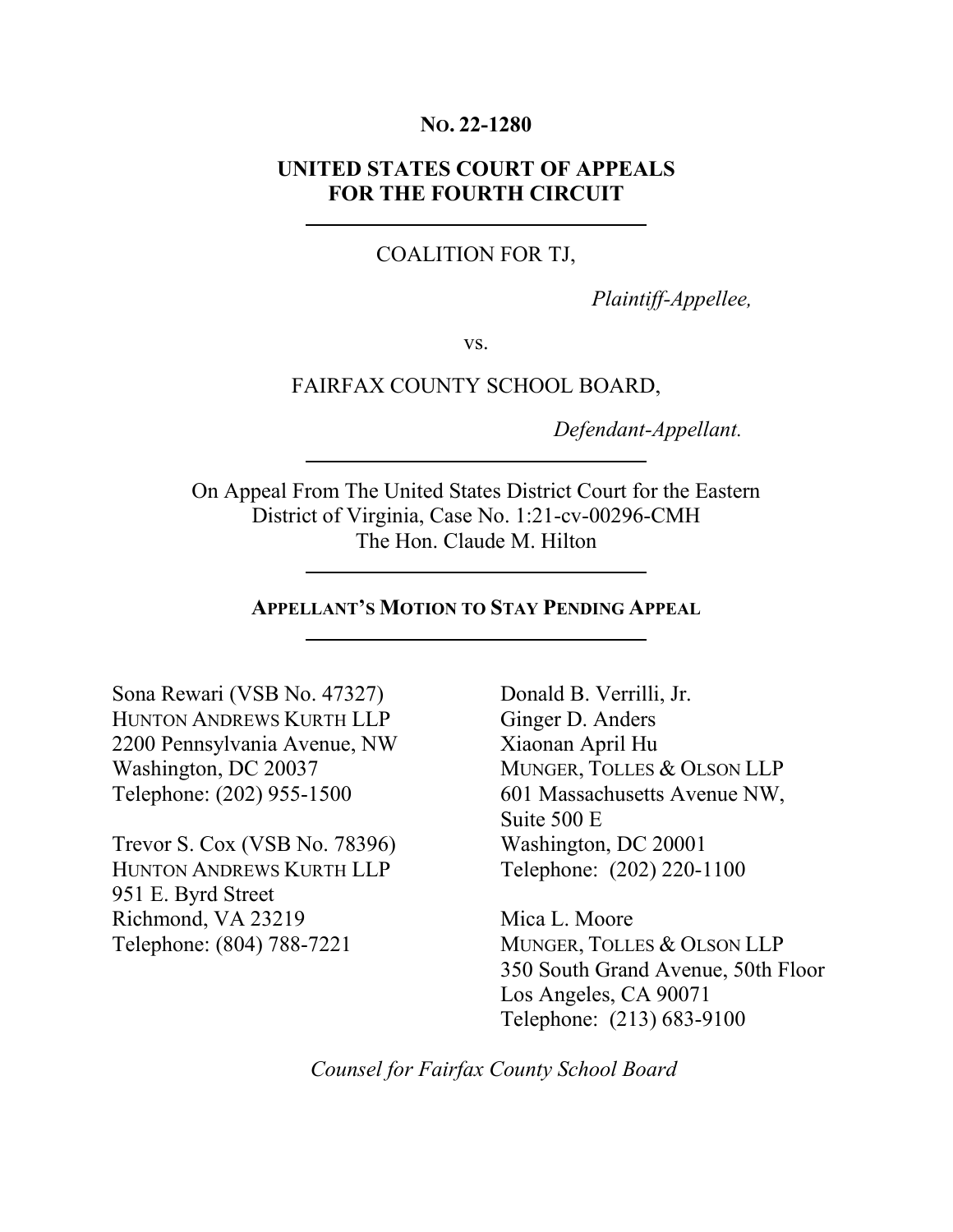**No. 22-1280**

**UNITED STATES COURT OF APPEALS**
**FOR THE FOURTH CIRCUIT**

---

COALITION FOR TJ,

*Plaintiff-Appellee,*

vs.

FAIRFAX COUNTY SCHOOL BOARD,

*Defendant-Appellant.*

---

On Appeal From The United States District Court for the Eastern District of Virginia, Case No. 1:21-cv-00296-CMH
The Hon. Claude M. Hilton

---

**APPELLANT'S MOTION TO STAY PENDING APPEAL**

---

Sona Rewari (VSB No. 47327)
HUNTON ANDREWS KURTH LLP
2200 Pennsylvania Avenue, NW
Washington, DC 20037
Telephone: (202) 955-1500

Trevor S. Cox (VSB No. 78396)
HUNTON ANDREWS KURTH LLP
951 E. Byrd Street
Richmond, VA 23219
Telephone: (804) 788-7221

Donald B. Verrilli, Jr.
Ginger D. Anders
Xiaonan April Hu
MUNGER, TOLLES & OLSON LLP
601 Massachusetts Avenue NW,
Suite 500 E
Washington, DC 20001
Telephone: (202) 220-1100

Mica L. Moore
MUNGER, TOLLES & OLSON LLP
350 South Grand Avenue, 50th Floor
Los Angeles, CA 90071
Telephone: (213) 683-9100

*Counsel for Fairfax County School Board*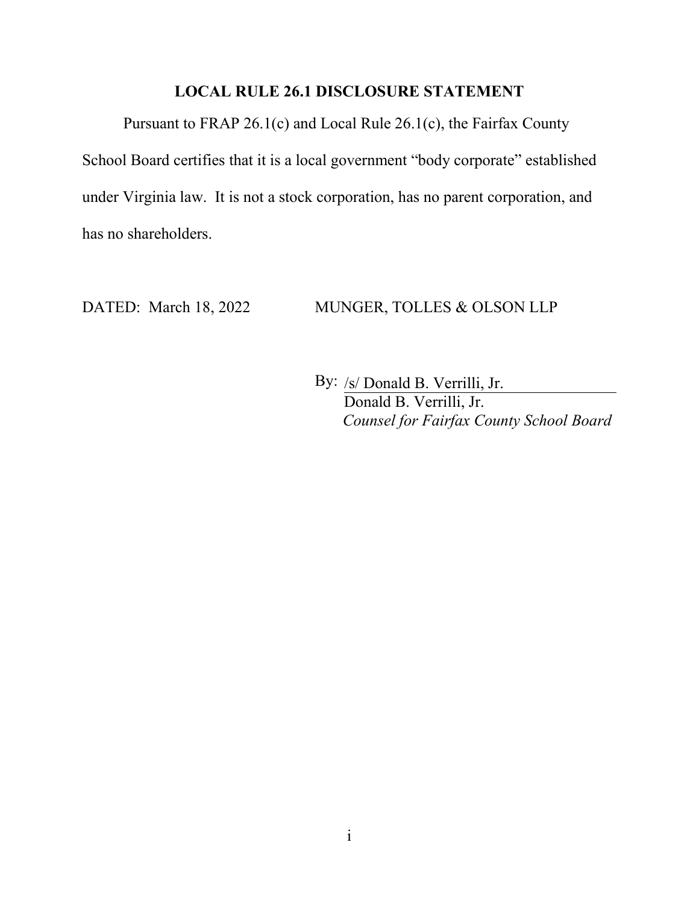## LOCAL RULE 26.1 DISCLOSURE STATEMENT

Pursuant to FRAP 26.1(c) and Local Rule 26.1(c), the Fairfax County School Board certifies that it is a local government "body corporate" established under Virginia law. It is not a stock corporation, has no parent corporation, and has no shareholders.

DATED: March 18, 2022

MUNGER, TOLLES & OLSON LLP

By: /s/ Donald B. Verrilli, Jr.
Donald B. Verrilli, Jr.
*Counsel for Fairfax County School Board*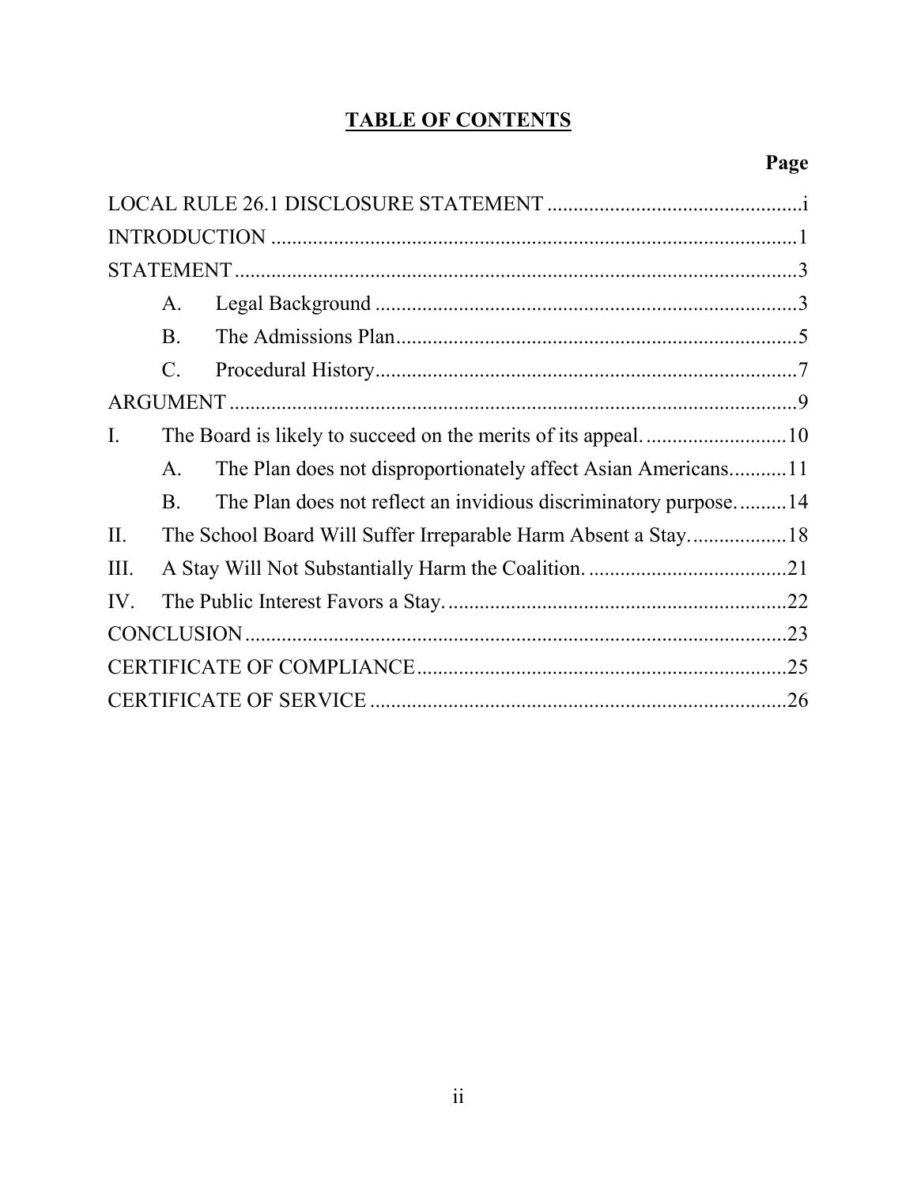## TABLE OF CONTENTS

| | Page |
|---|---|
| LOCAL RULE 26.1 DISCLOSURE STATEMENT | i |
| INTRODUCTION | 1 |
| STATEMENT | 3 |
| A. Legal Background | 3 |
| B. The Admissions Plan | 5 |
| C. Procedural History | 7 |
| ARGUMENT | 9 |
| I. The Board is likely to succeed on the merits of its appeal. | 10 |
| A. The Plan does not disproportionately affect Asian Americans. | 11 |
| B. The Plan does not reflect an invidious discriminatory purpose. | 14 |
| II. The School Board Will Suffer Irreparable Harm Absent a Stay. | 18 |
| III. A Stay Will Not Substantially Harm the Coalition. | 21 |
| IV. The Public Interest Favors a Stay. | 22 |
| CONCLUSION | 23 |
| CERTIFICATE OF COMPLIANCE | 25 |
| CERTIFICATE OF SERVICE | 26 |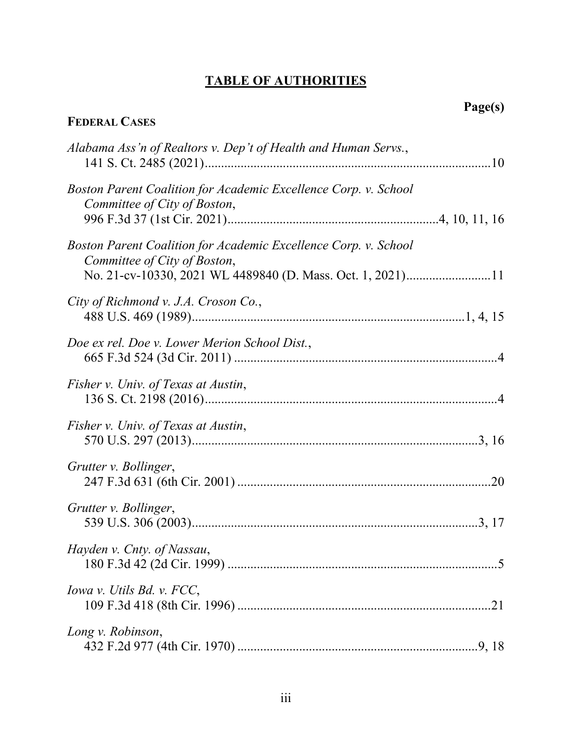# TABLE OF AUTHORITIES

**Page(s)**

**FEDERAL CASES**

*Alabama Ass'n of Realtors v. Dep't of Health and Human Servs.*,
141 S. Ct. 2485 (2021)........................................................................................10

*Boston Parent Coalition for Academic Excellence Corp. v. School Committee of City of Boston*,
996 F.3d 37 (1st Cir. 2021)................................................................4, 10, 11, 16

*Boston Parent Coalition for Academic Excellence Corp. v. School Committee of City of Boston*,
No. 21-cv-10330, 2021 WL 4489840 (D. Mass. Oct. 1, 2021)..........................11

*City of Richmond v. J.A. Croson Co.*,
488 U.S. 469 (1989).................................................................................1, 4, 15

*Doe ex rel. Doe v. Lower Merion School Dist.*,
665 F.3d 524 (3d Cir. 2011) .................................................................................4

*Fisher v. Univ. of Texas at Austin*,
136 S. Ct. 2198 (2016)..........................................................................................4

*Fisher v. Univ. of Texas at Austin*,
570 U.S. 297 (2013)..........................................................................................3, 16

*Grutter v. Bollinger*,
247 F.3d 631 (6th Cir. 2001) ..............................................................................20

*Grutter v. Bollinger*,
539 U.S. 306 (2003)..........................................................................................3, 17

*Hayden v. Cnty. of Nassau*,
180 F.3d 42 (2d Cir. 1999) ...................................................................................5

*Iowa v. Utils Bd. v. FCC*,
109 F.3d 418 (8th Cir. 1996) ..............................................................................21

*Long v. Robinson*,
432 F.2d 977 (4th Cir. 1970) ...........................................................................9, 18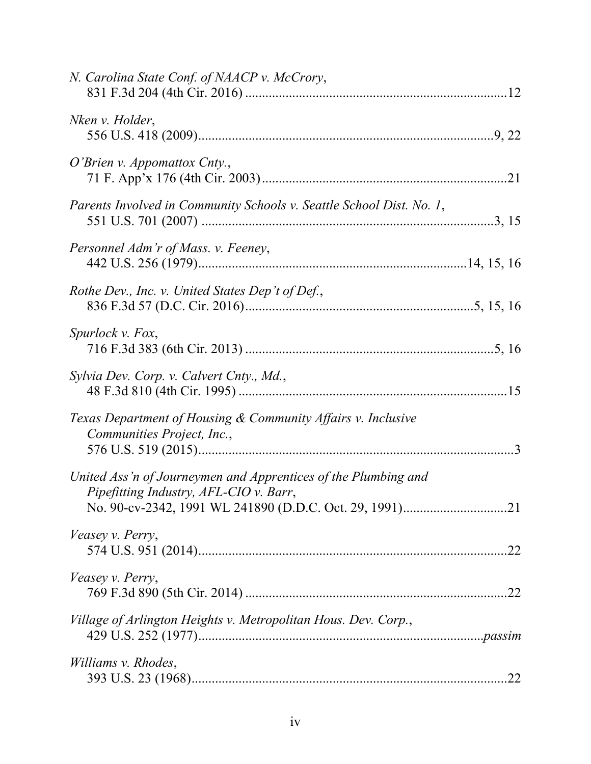*N. Carolina State Conf. of NAACP v. McCrory*,
831 F.3d 204 (4th Cir. 2016) ............................................................................12

*Nken v. Holder*,
556 U.S. 418 (2009).......................................................................................9, 22

*O'Brien v. Appomattox Cnty.*,
71 F. App'x 176 (4th Cir. 2003).......................................................................21

*Parents Involved in Community Schools v. Seattle School Dist. No. 1*,
551 U.S. 701 (2007) .....................................................................................3, 15

*Personnel Adm'r of Mass. v. Feeney*,
442 U.S. 256 (1979).........................................................................14, 15, 16

*Rothe Dev., Inc. v. United States Dep't of Def.*,
836 F.3d 57 (D.C. Cir. 2016)................................................................5, 15, 16

*Spurlock v. Fox*,
716 F.3d 383 (6th Cir. 2013) .......................................................................5, 16

*Sylvia Dev. Corp. v. Calvert Cnty., Md.*,
48 F.3d 810 (4th Cir. 1995) ..............................................................................15

*Texas Department of Housing & Community Affairs v. Inclusive Communities Project, Inc.*,
576 U.S. 519 (2015)...........................................................................................3

*United Ass'n of Journeymen and Apprentices of the Plumbing and Pipefitting Industry, AFL-CIO v. Barr*,
No. 90-cv-2342, 1991 WL 241890 (D.D.C. Oct. 29, 1991)..............................21

*Veasey v. Perry*,
574 U.S. 951 (2014)..........................................................................................22

*Veasey v. Perry*,
769 F.3d 890 (5th Cir. 2014) ............................................................................22

*Village of Arlington Heights v. Metropolitan Hous. Dev. Corp.*,
429 U.S. 252 (1977)....................................................................................*passim*

*Williams v. Rhodes*,
393 U.S. 23 (1968)............................................................................................22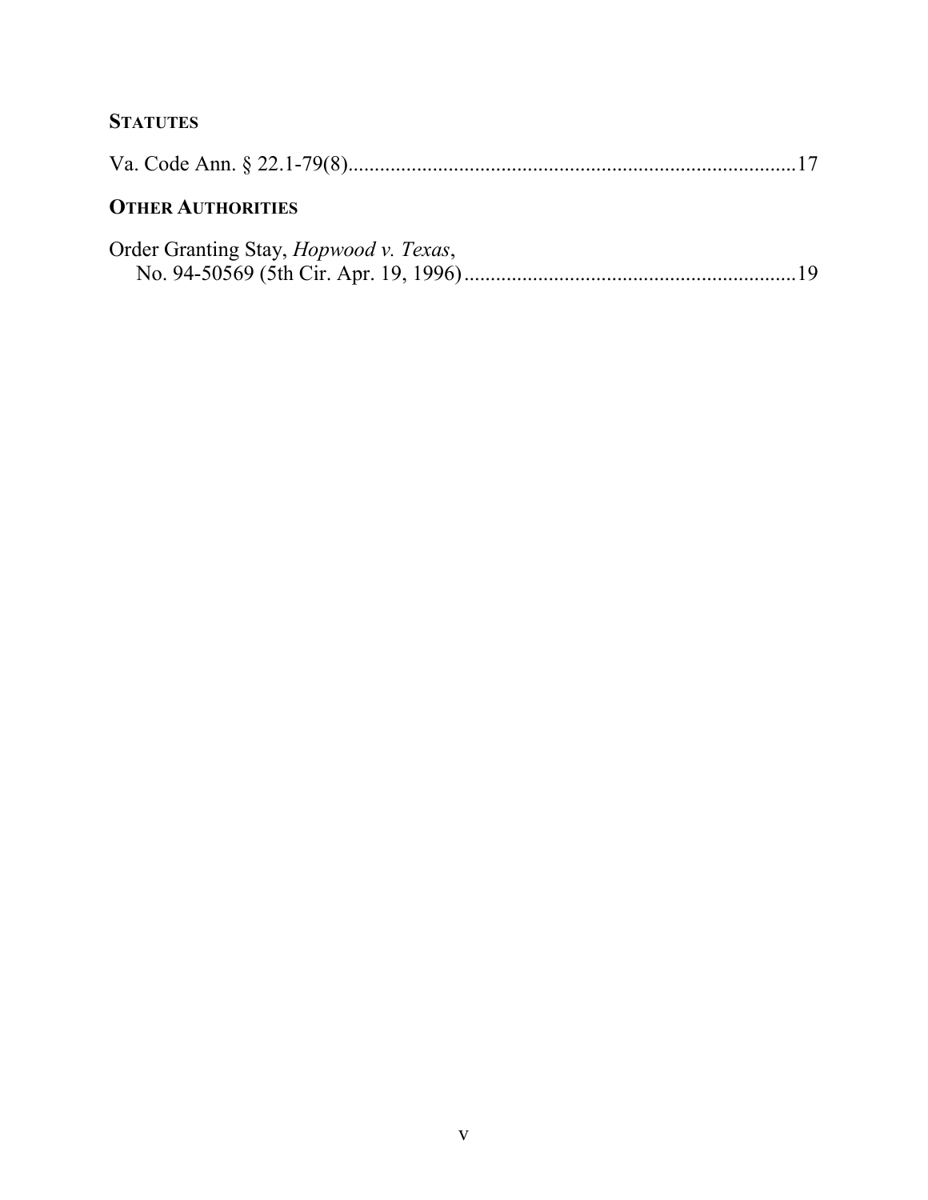**STATUTES**

Va. Code Ann. § 22.1-79(8).....................................................................................17

**OTHER AUTHORITIES**

Order Granting Stay, *Hopwood v. Texas*,
    No. 94-50569 (5th Cir. Apr. 19, 1996)...............................................................19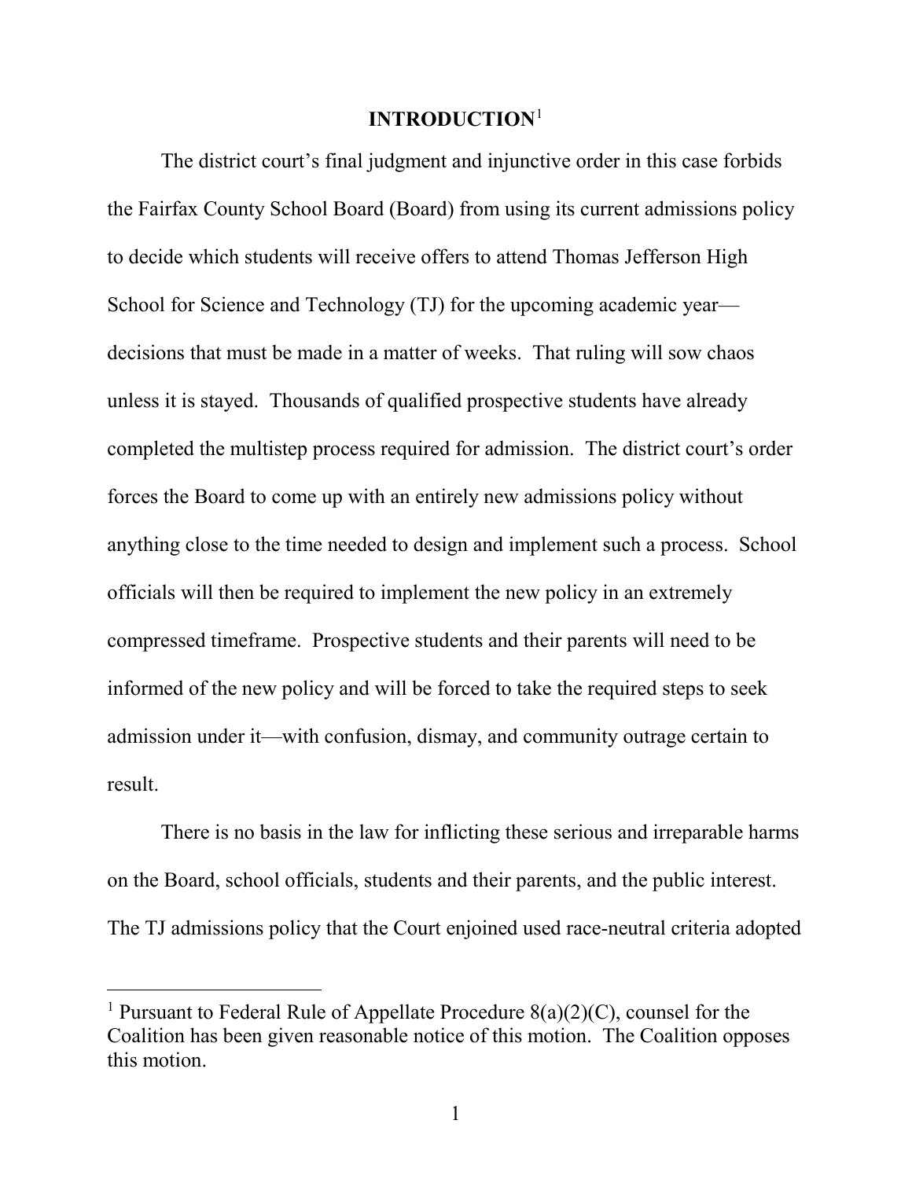# INTRODUCTION[1]

The district court's final judgment and injunctive order in this case forbids the Fairfax County School Board (Board) from using its current admissions policy to decide which students will receive offers to attend Thomas Jefferson High School for Science and Technology (TJ) for the upcoming academic year—decisions that must be made in a matter of weeks. That ruling will sow chaos unless it is stayed. Thousands of qualified prospective students have already completed the multistep process required for admission. The district court's order forces the Board to come up with an entirely new admissions policy without anything close to the time needed to design and implement such a process. School officials will then be required to implement the new policy in an extremely compressed timeframe. Prospective students and their parents will need to be informed of the new policy and will be forced to take the required steps to seek admission under it—with confusion, dismay, and community outrage certain to result.

There is no basis in the law for inflicting these serious and irreparable harms on the Board, school officials, students and their parents, and the public interest. The TJ admissions policy that the Court enjoined used race-neutral criteria adopted

[1] Pursuant to Federal Rule of Appellate Procedure 8(a)(2)(C), counsel for the Coalition has been given reasonable notice of this motion. The Coalition opposes this motion.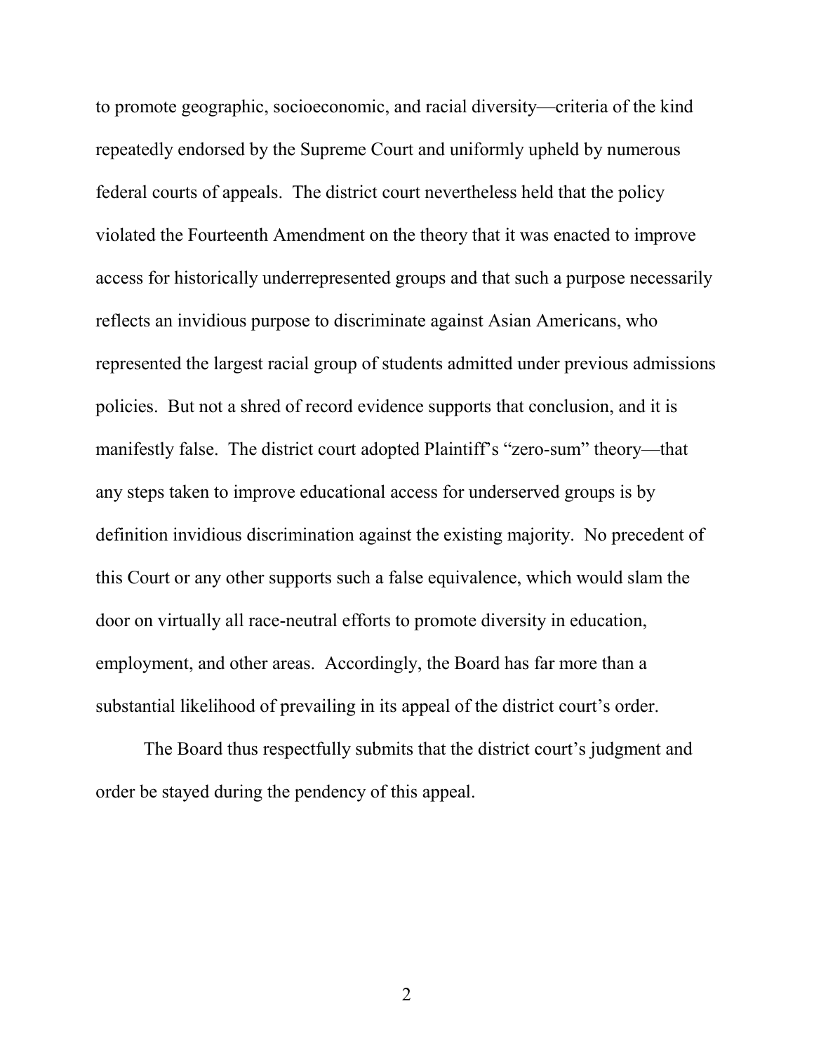to promote geographic, socioeconomic, and racial diversity—criteria of the kind repeatedly endorsed by the Supreme Court and uniformly upheld by numerous federal courts of appeals. The district court nevertheless held that the policy violated the Fourteenth Amendment on the theory that it was enacted to improve access for historically underrepresented groups and that such a purpose necessarily reflects an invidious purpose to discriminate against Asian Americans, who represented the largest racial group of students admitted under previous admissions policies. But not a shred of record evidence supports that conclusion, and it is manifestly false. The district court adopted Plaintiff's "zero-sum" theory—that any steps taken to improve educational access for underserved groups is by definition invidious discrimination against the existing majority. No precedent of this Court or any other supports such a false equivalence, which would slam the door on virtually all race-neutral efforts to promote diversity in education, employment, and other areas. Accordingly, the Board has far more than a substantial likelihood of prevailing in its appeal of the district court's order.

The Board thus respectfully submits that the district court's judgment and order be stayed during the pendency of this appeal.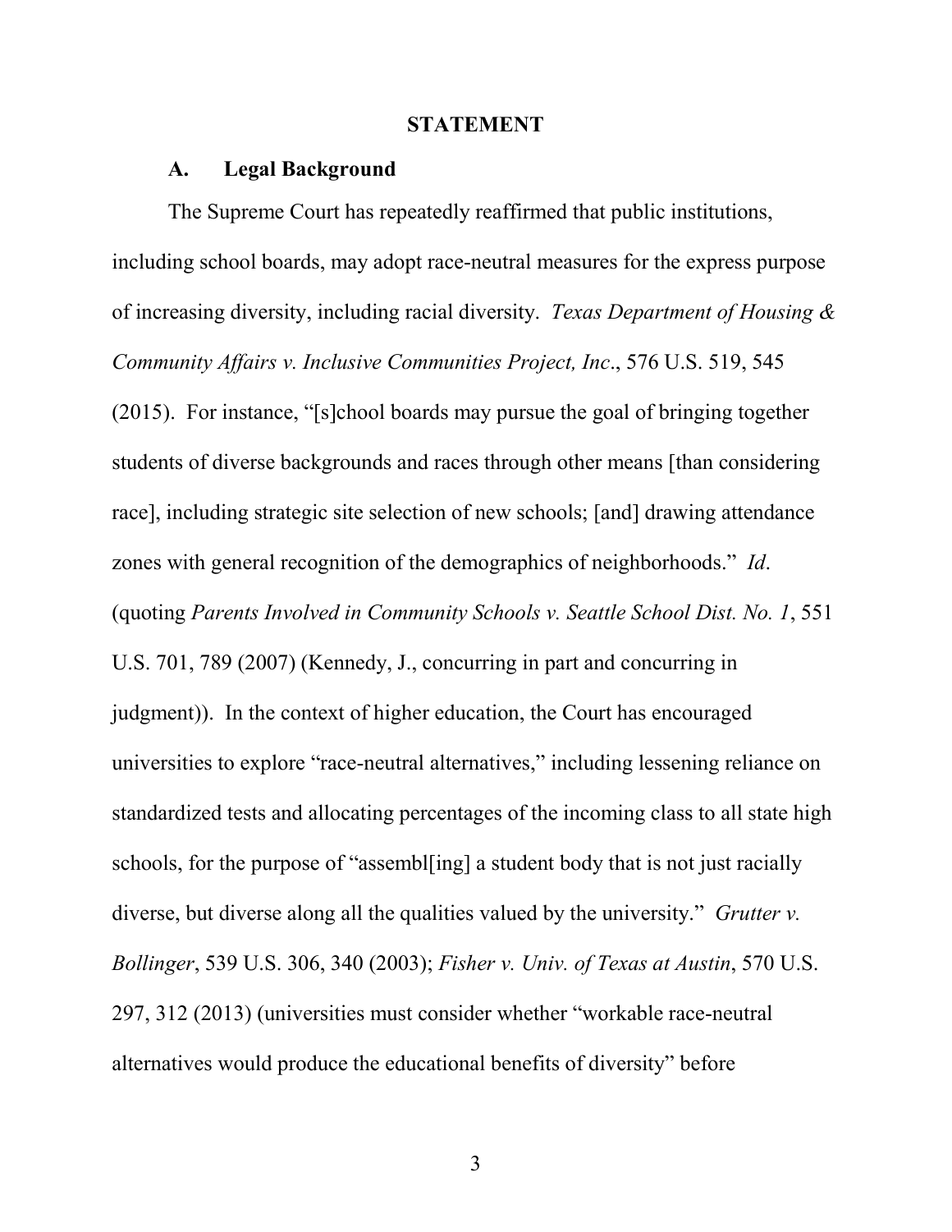## STATEMENT

### A. Legal Background

The Supreme Court has repeatedly reaffirmed that public institutions, including school boards, may adopt race-neutral measures for the express purpose of increasing diversity, including racial diversity. *Texas Department of Housing & Community Affairs v. Inclusive Communities Project, Inc*., 576 U.S. 519, 545 (2015). For instance, "[s]chool boards may pursue the goal of bringing together students of diverse backgrounds and races through other means [than considering race], including strategic site selection of new schools; [and] drawing attendance zones with general recognition of the demographics of neighborhoods." *Id*. (quoting *Parents Involved in Community Schools v. Seattle School Dist. No. 1*, 551 U.S. 701, 789 (2007) (Kennedy, J., concurring in part and concurring in judgment)). In the context of higher education, the Court has encouraged universities to explore "race-neutral alternatives," including lessening reliance on standardized tests and allocating percentages of the incoming class to all state high schools, for the purpose of "assembl[ing] a student body that is not just racially diverse, but diverse along all the qualities valued by the university." *Grutter v. Bollinger*, 539 U.S. 306, 340 (2003); *Fisher v. Univ. of Texas at Austin*, 570 U.S. 297, 312 (2013) (universities must consider whether "workable race-neutral alternatives would produce the educational benefits of diversity" before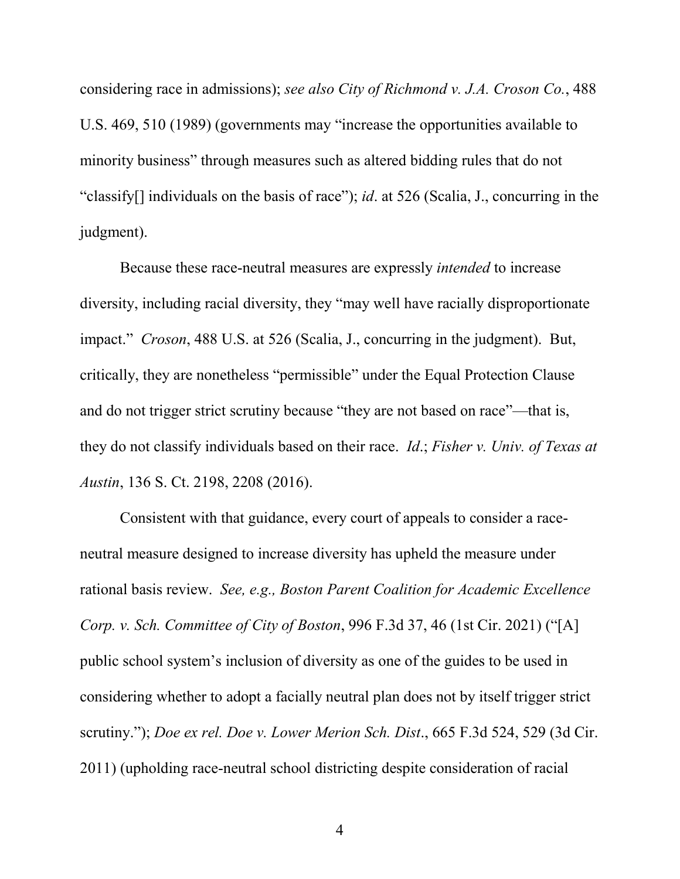considering race in admissions); *see also City of Richmond v. J.A. Croson Co.*, 488 U.S. 469, 510 (1989) (governments may "increase the opportunities available to minority business" through measures such as altered bidding rules that do not "classify[] individuals on the basis of race"); *id*. at 526 (Scalia, J., concurring in the judgment).

Because these race-neutral measures are expressly *intended* to increase diversity, including racial diversity, they "may well have racially disproportionate impact." *Croson*, 488 U.S. at 526 (Scalia, J., concurring in the judgment). But, critically, they are nonetheless "permissible" under the Equal Protection Clause and do not trigger strict scrutiny because "they are not based on race"—that is, they do not classify individuals based on their race. *Id*.; *Fisher v. Univ. of Texas at Austin*, 136 S. Ct. 2198, 2208 (2016).

Consistent with that guidance, every court of appeals to consider a race-neutral measure designed to increase diversity has upheld the measure under rational basis review. *See, e.g., Boston Parent Coalition for Academic Excellence Corp. v. Sch. Committee of City of Boston*, 996 F.3d 37, 46 (1st Cir. 2021) ("[A] public school system's inclusion of diversity as one of the guides to be used in considering whether to adopt a facially neutral plan does not by itself trigger strict scrutiny."); *Doe ex rel. Doe v. Lower Merion Sch. Dist*., 665 F.3d 524, 529 (3d Cir. 2011) (upholding race-neutral school districting despite consideration of racial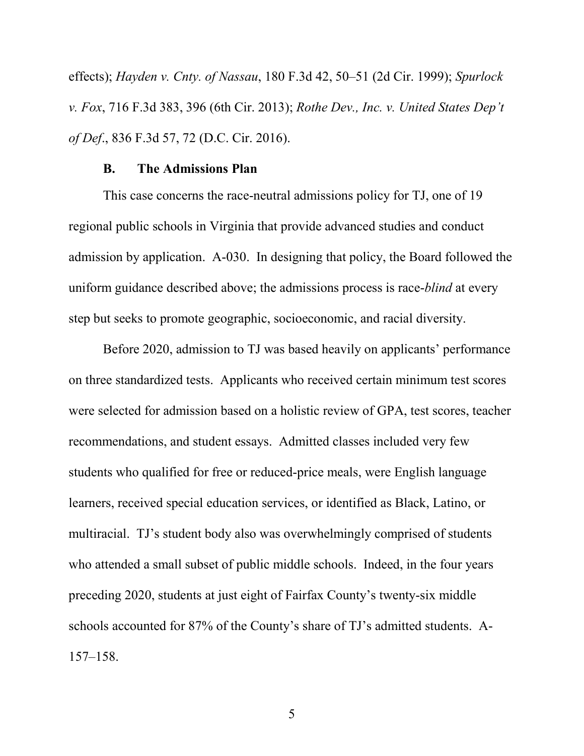effects); *Hayden v. Cnty. of Nassau*, 180 F.3d 42, 50–51 (2d Cir. 1999); *Spurlock v. Fox*, 716 F.3d 383, 396 (6th Cir. 2013); *Rothe Dev., Inc. v. United States Dep't of Def*., 836 F.3d 57, 72 (D.C. Cir. 2016).

### B. The Admissions Plan

This case concerns the race-neutral admissions policy for TJ, one of 19 regional public schools in Virginia that provide advanced studies and conduct admission by application. A-030. In designing that policy, the Board followed the uniform guidance described above; the admissions process is race-*blind* at every step but seeks to promote geographic, socioeconomic, and racial diversity.

Before 2020, admission to TJ was based heavily on applicants' performance on three standardized tests. Applicants who received certain minimum test scores were selected for admission based on a holistic review of GPA, test scores, teacher recommendations, and student essays. Admitted classes included very few students who qualified for free or reduced-price meals, were English language learners, received special education services, or identified as Black, Latino, or multiracial. TJ's student body also was overwhelmingly comprised of students who attended a small subset of public middle schools. Indeed, in the four years preceding 2020, students at just eight of Fairfax County's twenty-six middle schools accounted for 87% of the County's share of TJ's admitted students. A-157–158.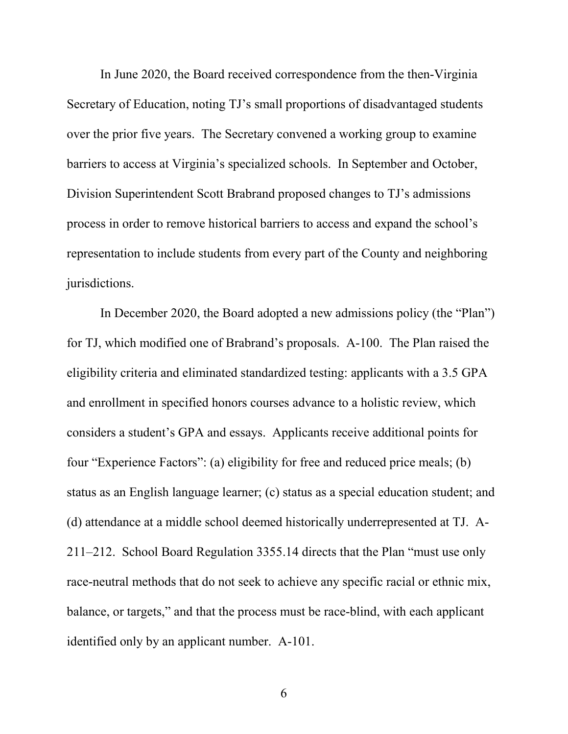In June 2020, the Board received correspondence from the then-Virginia Secretary of Education, noting TJ's small proportions of disadvantaged students over the prior five years. The Secretary convened a working group to examine barriers to access at Virginia's specialized schools. In September and October, Division Superintendent Scott Brabrand proposed changes to TJ's admissions process in order to remove historical barriers to access and expand the school's representation to include students from every part of the County and neighboring jurisdictions.

In December 2020, the Board adopted a new admissions policy (the "Plan") for TJ, which modified one of Brabrand's proposals. A-100. The Plan raised the eligibility criteria and eliminated standardized testing: applicants with a 3.5 GPA and enrollment in specified honors courses advance to a holistic review, which considers a student's GPA and essays. Applicants receive additional points for four "Experience Factors": (a) eligibility for free and reduced price meals; (b) status as an English language learner; (c) status as a special education student; and (d) attendance at a middle school deemed historically underrepresented at TJ. A-211–212. School Board Regulation 3355.14 directs that the Plan "must use only race-neutral methods that do not seek to achieve any specific racial or ethnic mix, balance, or targets," and that the process must be race-blind, with each applicant identified only by an applicant number. A-101.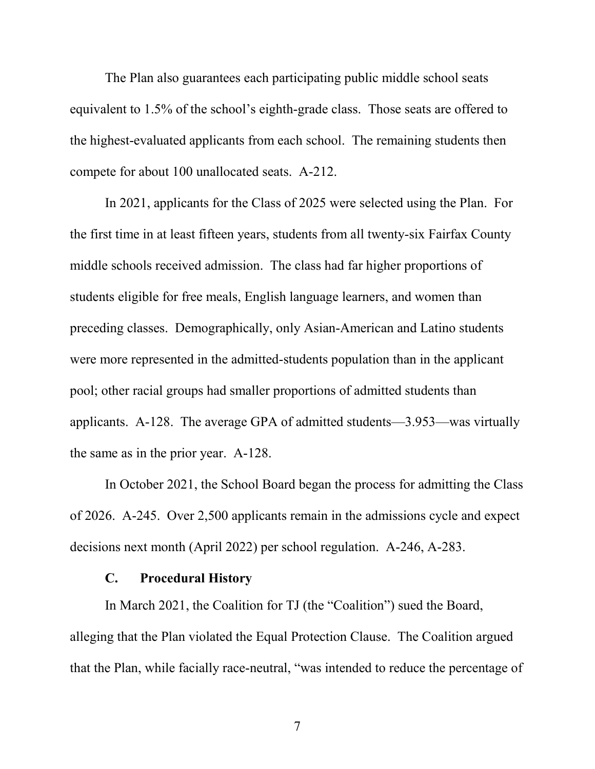The Plan also guarantees each participating public middle school seats equivalent to 1.5% of the school's eighth-grade class. Those seats are offered to the highest-evaluated applicants from each school. The remaining students then compete for about 100 unallocated seats. A-212.

In 2021, applicants for the Class of 2025 were selected using the Plan. For the first time in at least fifteen years, students from all twenty-six Fairfax County middle schools received admission. The class had far higher proportions of students eligible for free meals, English language learners, and women than preceding classes. Demographically, only Asian-American and Latino students were more represented in the admitted-students population than in the applicant pool; other racial groups had smaller proportions of admitted students than applicants. A-128. The average GPA of admitted students—3.953—was virtually the same as in the prior year. A-128.

In October 2021, the School Board began the process for admitting the Class of 2026. A-245. Over 2,500 applicants remain in the admissions cycle and expect decisions next month (April 2022) per school regulation. A-246, A-283.

### C. Procedural History

In March 2021, the Coalition for TJ (the "Coalition") sued the Board, alleging that the Plan violated the Equal Protection Clause. The Coalition argued that the Plan, while facially race-neutral, "was intended to reduce the percentage of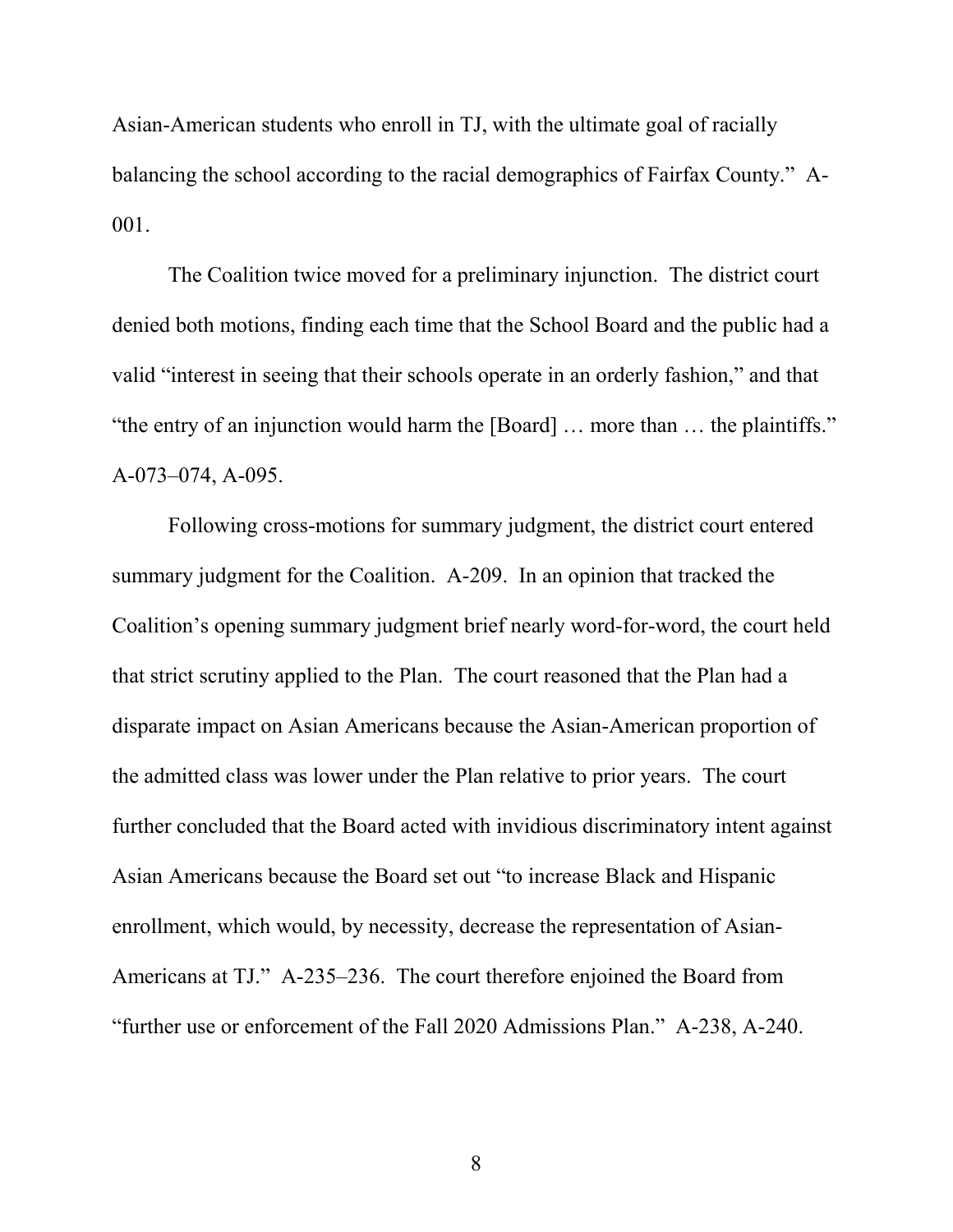Asian-American students who enroll in TJ, with the ultimate goal of racially balancing the school according to the racial demographics of Fairfax County." A-001.

The Coalition twice moved for a preliminary injunction. The district court denied both motions, finding each time that the School Board and the public had a valid "interest in seeing that their schools operate in an orderly fashion," and that "the entry of an injunction would harm the [Board] … more than … the plaintiffs." A-073–074, A-095.

Following cross-motions for summary judgment, the district court entered summary judgment for the Coalition. A-209. In an opinion that tracked the Coalition's opening summary judgment brief nearly word-for-word, the court held that strict scrutiny applied to the Plan. The court reasoned that the Plan had a disparate impact on Asian Americans because the Asian-American proportion of the admitted class was lower under the Plan relative to prior years. The court further concluded that the Board acted with invidious discriminatory intent against Asian Americans because the Board set out "to increase Black and Hispanic enrollment, which would, by necessity, decrease the representation of Asian-Americans at TJ." A-235–236. The court therefore enjoined the Board from "further use or enforcement of the Fall 2020 Admissions Plan." A-238, A-240.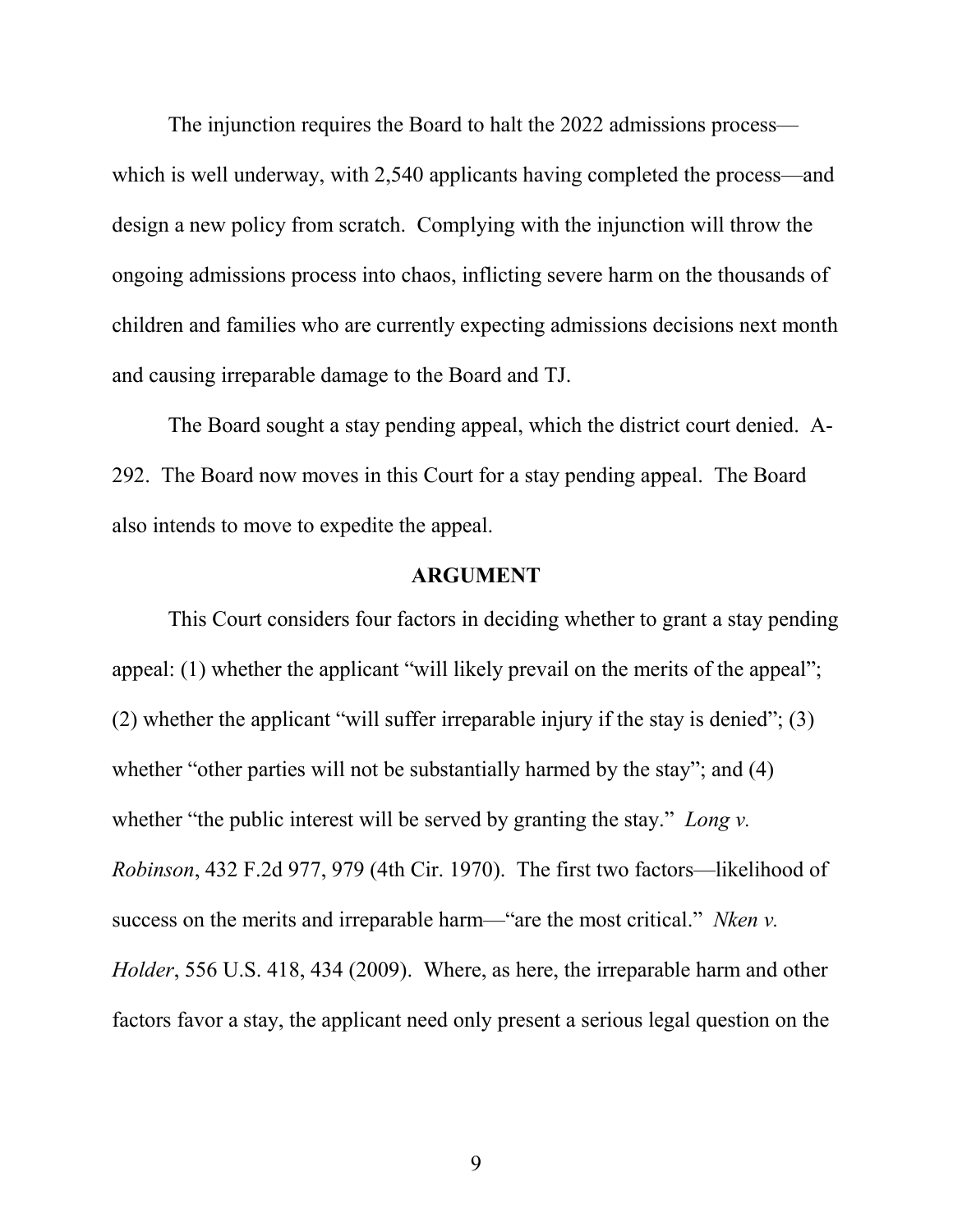The injunction requires the Board to halt the 2022 admissions process—which is well underway, with 2,540 applicants having completed the process—and design a new policy from scratch. Complying with the injunction will throw the ongoing admissions process into chaos, inflicting severe harm on the thousands of children and families who are currently expecting admissions decisions next month and causing irreparable damage to the Board and TJ.

The Board sought a stay pending appeal, which the district court denied. A-292. The Board now moves in this Court for a stay pending appeal. The Board also intends to move to expedite the appeal.

## ARGUMENT

This Court considers four factors in deciding whether to grant a stay pending appeal: (1) whether the applicant "will likely prevail on the merits of the appeal"; (2) whether the applicant "will suffer irreparable injury if the stay is denied"; (3) whether "other parties will not be substantially harmed by the stay"; and (4) whether "the public interest will be served by granting the stay." *Long v. Robinson*, 432 F.2d 977, 979 (4th Cir. 1970). The first two factors—likelihood of success on the merits and irreparable harm—"are the most critical." *Nken v. Holder*, 556 U.S. 418, 434 (2009). Where, as here, the irreparable harm and other factors favor a stay, the applicant need only present a serious legal question on the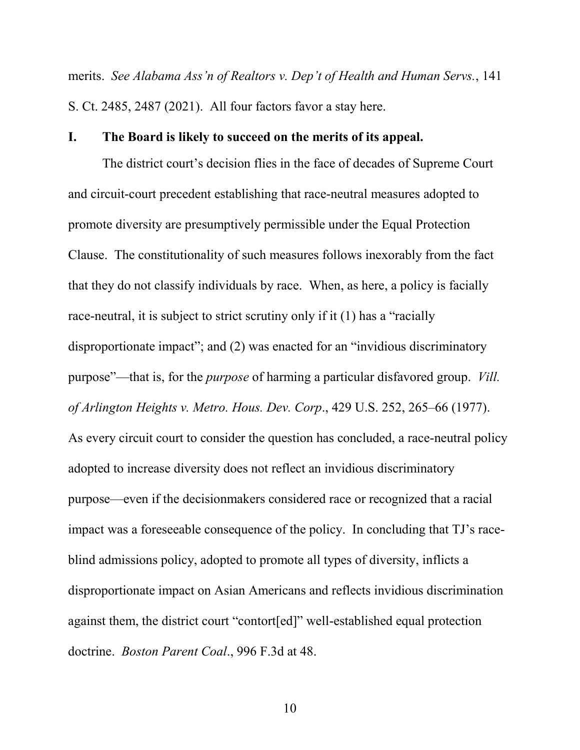merits. *See Alabama Ass'n of Realtors v. Dep't of Health and Human Servs.*, 141 S. Ct. 2485, 2487 (2021). All four factors favor a stay here.

## I. The Board is likely to succeed on the merits of its appeal.

The district court's decision flies in the face of decades of Supreme Court and circuit-court precedent establishing that race-neutral measures adopted to promote diversity are presumptively permissible under the Equal Protection Clause. The constitutionality of such measures follows inexorably from the fact that they do not classify individuals by race. When, as here, a policy is facially race-neutral, it is subject to strict scrutiny only if it (1) has a "racially disproportionate impact"; and (2) was enacted for an "invidious discriminatory purpose"—that is, for the *purpose* of harming a particular disfavored group. *Vill. of Arlington Heights v. Metro. Hous. Dev. Corp*., 429 U.S. 252, 265–66 (1977). As every circuit court to consider the question has concluded, a race-neutral policy adopted to increase diversity does not reflect an invidious discriminatory purpose—even if the decisionmakers considered race or recognized that a racial impact was a foreseeable consequence of the policy. In concluding that TJ's race-blind admissions policy, adopted to promote all types of diversity, inflicts a disproportionate impact on Asian Americans and reflects invidious discrimination against them, the district court "contort[ed]" well-established equal protection doctrine. *Boston Parent Coal*., 996 F.3d at 48.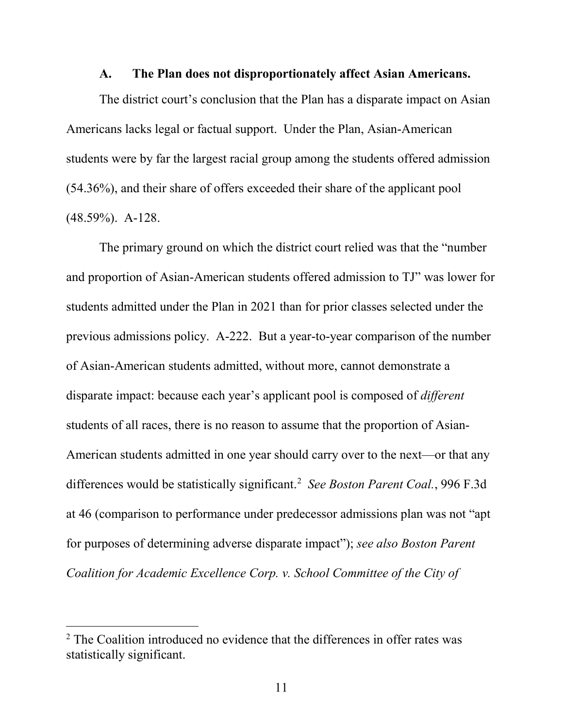### A. The Plan does not disproportionately affect Asian Americans.

The district court's conclusion that the Plan has a disparate impact on Asian Americans lacks legal or factual support. Under the Plan, Asian-American students were by far the largest racial group among the students offered admission (54.36%), and their share of offers exceeded their share of the applicant pool (48.59%). A-128.

The primary ground on which the district court relied was that the "number and proportion of Asian-American students offered admission to TJ" was lower for students admitted under the Plan in 2021 than for prior classes selected under the previous admissions policy. A-222. But a year-to-year comparison of the number of Asian-American students admitted, without more, cannot demonstrate a disparate impact: because each year's applicant pool is composed of *different* students of all races, there is no reason to assume that the proportion of Asian-American students admitted in one year should carry over to the next—or that any differences would be statistically significant.[2] *See Boston Parent Coal.*, 996 F.3d at 46 (comparison to performance under predecessor admissions plan was not "apt for purposes of determining adverse disparate impact"); *see also Boston Parent Coalition for Academic Excellence Corp. v. School Committee of the City of*

---

[2] The Coalition introduced no evidence that the differences in offer rates was statistically significant.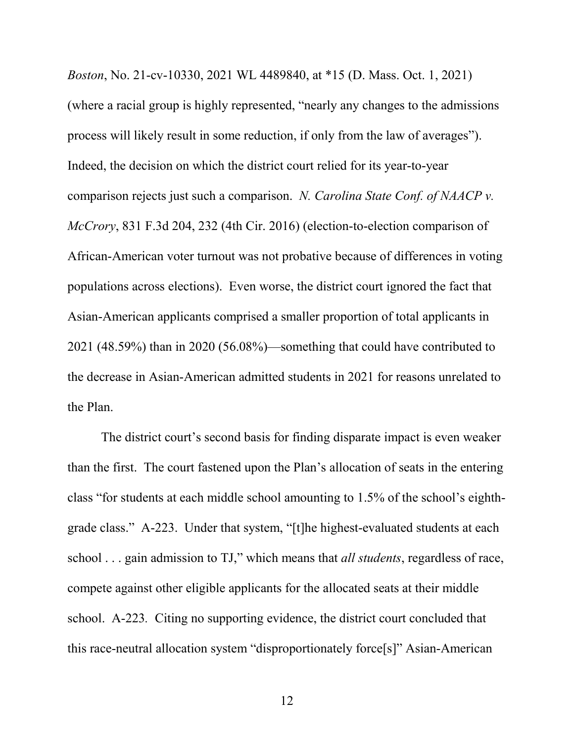*Boston*, No. 21-cv-10330, 2021 WL 4489840, at *15 (D. Mass. Oct. 1, 2021) (where a racial group is highly represented, "nearly any changes to the admissions process will likely result in some reduction, if only from the law of averages"). Indeed, the decision on which the district court relied for its year-to-year comparison rejects just such a comparison. *N. Carolina State Conf. of NAACP v. McCrory*, 831 F.3d 204, 232 (4th Cir. 2016) (election-to-election comparison of African-American voter turnout was not probative because of differences in voting populations across elections). Even worse, the district court ignored the fact that Asian-American applicants comprised a smaller proportion of total applicants in 2021 (48.59%) than in 2020 (56.08%)—something that could have contributed to the decrease in Asian-American admitted students in 2021 for reasons unrelated to the Plan.

The district court's second basis for finding disparate impact is even weaker than the first. The court fastened upon the Plan's allocation of seats in the entering class "for students at each middle school amounting to 1.5% of the school's eighth-grade class." A-223. Under that system, "[t]he highest-evaluated students at each school . . . gain admission to TJ," which means that *all students*, regardless of race, compete against other eligible applicants for the allocated seats at their middle school. A-223. Citing no supporting evidence, the district court concluded that this race-neutral allocation system "disproportionately force[s]" Asian-American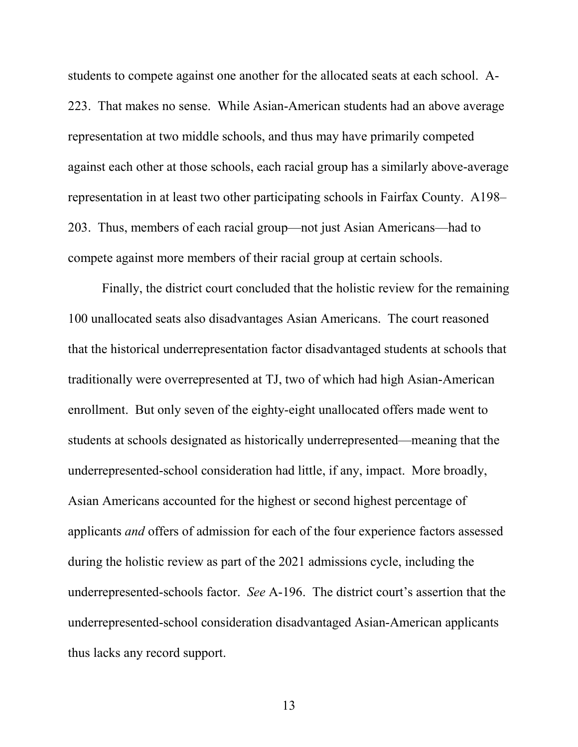students to compete against one another for the allocated seats at each school. A-223. That makes no sense. While Asian-American students had an above average representation at two middle schools, and thus may have primarily competed against each other at those schools, each racial group has a similarly above-average representation in at least two other participating schools in Fairfax County. A198–203. Thus, members of each racial group—not just Asian Americans—had to compete against more members of their racial group at certain schools.

Finally, the district court concluded that the holistic review for the remaining 100 unallocated seats also disadvantages Asian Americans. The court reasoned that the historical underrepresentation factor disadvantaged students at schools that traditionally were overrepresented at TJ, two of which had high Asian-American enrollment. But only seven of the eighty-eight unallocated offers made went to students at schools designated as historically underrepresented—meaning that the underrepresented-school consideration had little, if any, impact. More broadly, Asian Americans accounted for the highest or second highest percentage of applicants *and* offers of admission for each of the four experience factors assessed during the holistic review as part of the 2021 admissions cycle, including the underrepresented-schools factor. *See* A-196. The district court's assertion that the underrepresented-school consideration disadvantaged Asian-American applicants thus lacks any record support.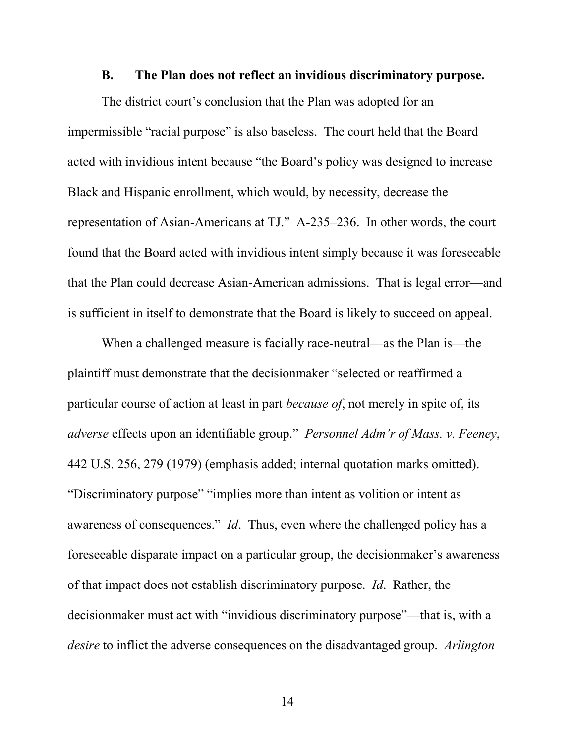### B. The Plan does not reflect an invidious discriminatory purpose.

The district court's conclusion that the Plan was adopted for an impermissible "racial purpose" is also baseless. The court held that the Board acted with invidious intent because "the Board's policy was designed to increase Black and Hispanic enrollment, which would, by necessity, decrease the representation of Asian-Americans at TJ." A-235–236. In other words, the court found that the Board acted with invidious intent simply because it was foreseeable that the Plan could decrease Asian-American admissions. That is legal error—and is sufficient in itself to demonstrate that the Board is likely to succeed on appeal.

When a challenged measure is facially race-neutral—as the Plan is—the plaintiff must demonstrate that the decisionmaker "selected or reaffirmed a particular course of action at least in part *because of*, not merely in spite of, its *adverse* effects upon an identifiable group." *Personnel Adm'r of Mass. v. Feeney*, 442 U.S. 256, 279 (1979) (emphasis added; internal quotation marks omitted). "Discriminatory purpose" "implies more than intent as volition or intent as awareness of consequences." *Id*. Thus, even where the challenged policy has a foreseeable disparate impact on a particular group, the decisionmaker's awareness of that impact does not establish discriminatory purpose. *Id*. Rather, the decisionmaker must act with "invidious discriminatory purpose"—that is, with a *desire* to inflict the adverse consequences on the disadvantaged group. *Arlington*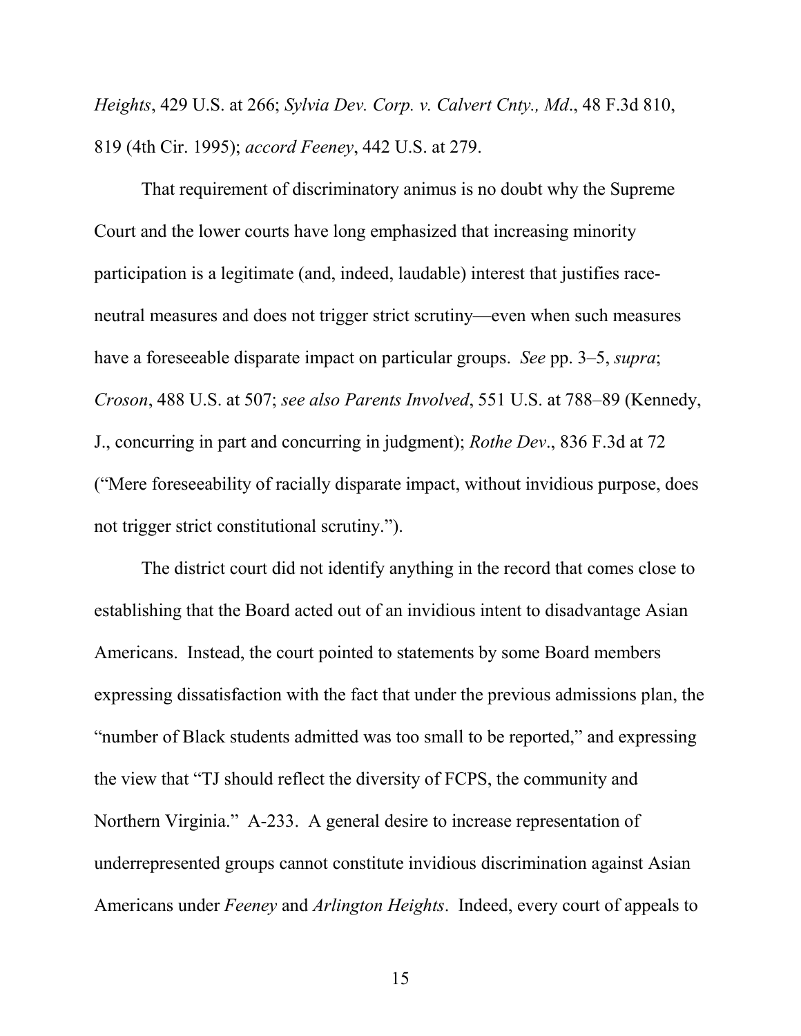*Heights*, 429 U.S. at 266; *Sylvia Dev. Corp. v. Calvert Cnty., Md*., 48 F.3d 810, 819 (4th Cir. 1995); *accord Feeney*, 442 U.S. at 279.

That requirement of discriminatory animus is no doubt why the Supreme Court and the lower courts have long emphasized that increasing minority participation is a legitimate (and, indeed, laudable) interest that justifies race-neutral measures and does not trigger strict scrutiny—even when such measures have a foreseeable disparate impact on particular groups. *See* pp. 3–5, *supra*; *Croson*, 488 U.S. at 507; *see also Parents Involved*, 551 U.S. at 788–89 (Kennedy, J., concurring in part and concurring in judgment); *Rothe Dev*., 836 F.3d at 72 ("Mere foreseeability of racially disparate impact, without invidious purpose, does not trigger strict constitutional scrutiny.").

The district court did not identify anything in the record that comes close to establishing that the Board acted out of an invidious intent to disadvantage Asian Americans. Instead, the court pointed to statements by some Board members expressing dissatisfaction with the fact that under the previous admissions plan, the "number of Black students admitted was too small to be reported," and expressing the view that "TJ should reflect the diversity of FCPS, the community and Northern Virginia." A-233. A general desire to increase representation of underrepresented groups cannot constitute invidious discrimination against Asian Americans under *Feeney* and *Arlington Heights*. Indeed, every court of appeals to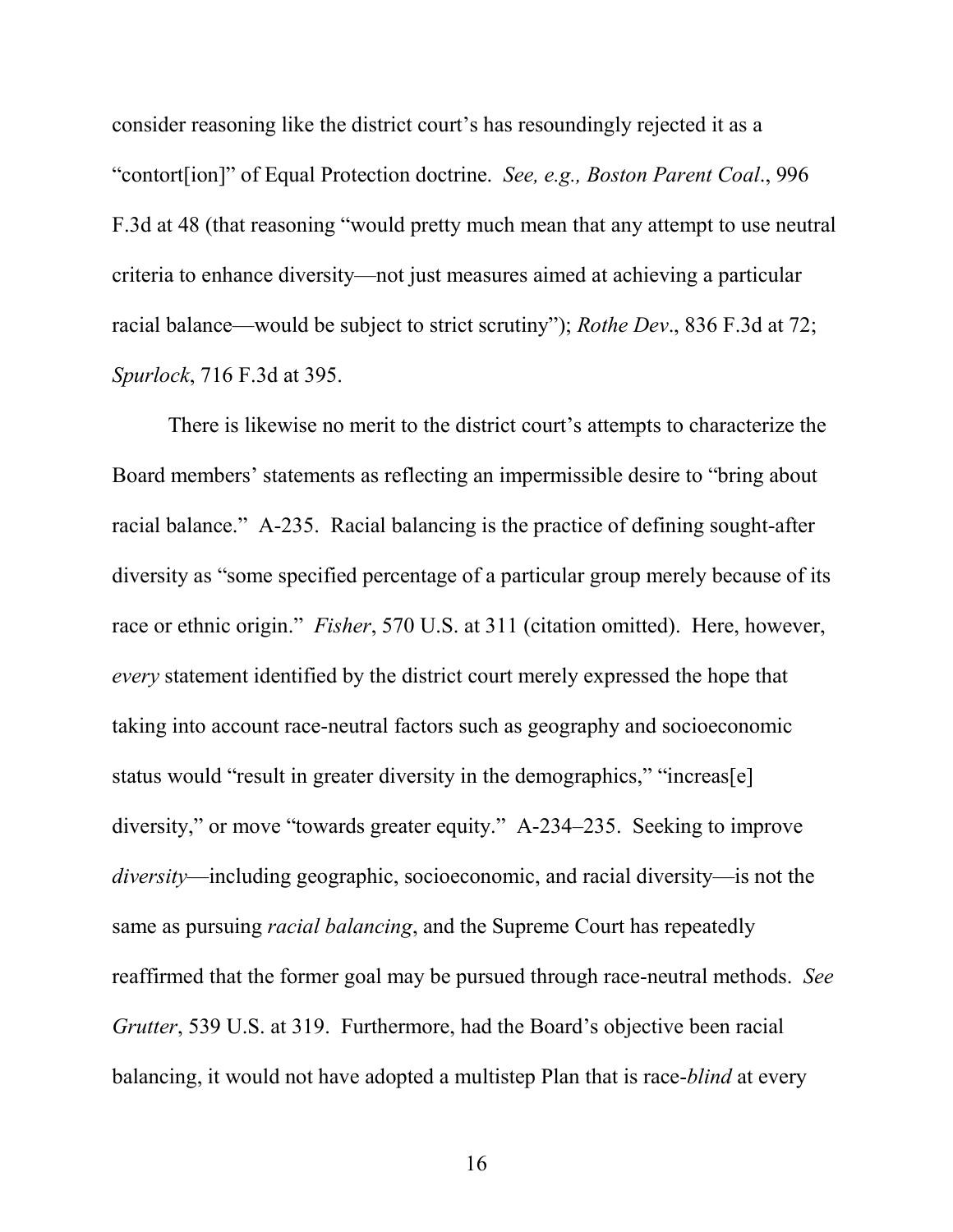consider reasoning like the district court's has resoundingly rejected it as a "contort[ion]" of Equal Protection doctrine. *See, e.g., Boston Parent Coal*., 996 F.3d at 48 (that reasoning "would pretty much mean that any attempt to use neutral criteria to enhance diversity—not just measures aimed at achieving a particular racial balance—would be subject to strict scrutiny"); *Rothe Dev*., 836 F.3d at 72; *Spurlock*, 716 F.3d at 395.

There is likewise no merit to the district court's attempts to characterize the Board members' statements as reflecting an impermissible desire to "bring about racial balance." A-235. Racial balancing is the practice of defining sought-after diversity as "some specified percentage of a particular group merely because of its race or ethnic origin." *Fisher*, 570 U.S. at 311 (citation omitted). Here, however, *every* statement identified by the district court merely expressed the hope that taking into account race-neutral factors such as geography and socioeconomic status would "result in greater diversity in the demographics," "increas[e] diversity," or move "towards greater equity." A-234–235. Seeking to improve *diversity*—including geographic, socioeconomic, and racial diversity—is not the same as pursuing *racial balancing*, and the Supreme Court has repeatedly reaffirmed that the former goal may be pursued through race-neutral methods. *See Grutter*, 539 U.S. at 319. Furthermore, had the Board's objective been racial balancing, it would not have adopted a multistep Plan that is race-*blind* at every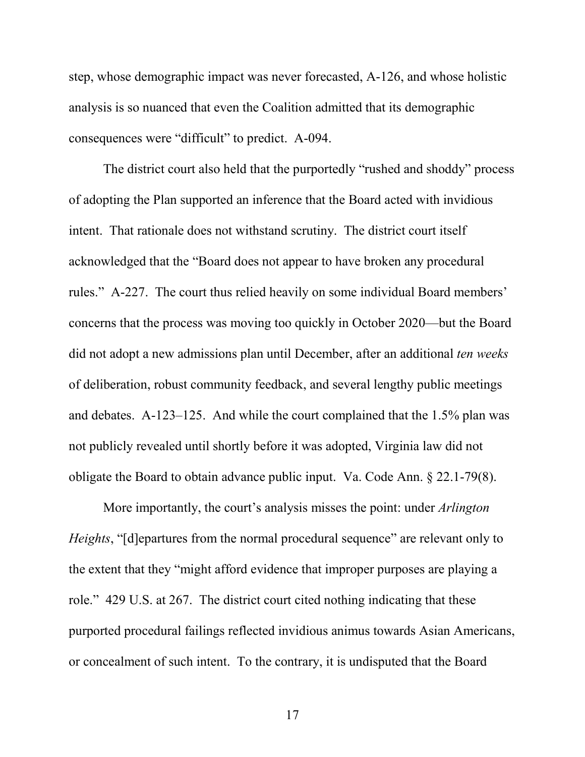step, whose demographic impact was never forecasted, A-126, and whose holistic analysis is so nuanced that even the Coalition admitted that its demographic consequences were "difficult" to predict. A-094.

The district court also held that the purportedly "rushed and shoddy" process of adopting the Plan supported an inference that the Board acted with invidious intent. That rationale does not withstand scrutiny. The district court itself acknowledged that the "Board does not appear to have broken any procedural rules." A-227. The court thus relied heavily on some individual Board members' concerns that the process was moving too quickly in October 2020—but the Board did not adopt a new admissions plan until December, after an additional *ten weeks* of deliberation, robust community feedback, and several lengthy public meetings and debates. A-123–125. And while the court complained that the 1.5% plan was not publicly revealed until shortly before it was adopted, Virginia law did not obligate the Board to obtain advance public input. Va. Code Ann. § 22.1-79(8).

More importantly, the court's analysis misses the point: under *Arlington Heights*, "[d]epartures from the normal procedural sequence" are relevant only to the extent that they "might afford evidence that improper purposes are playing a role." 429 U.S. at 267. The district court cited nothing indicating that these purported procedural failings reflected invidious animus towards Asian Americans, or concealment of such intent. To the contrary, it is undisputed that the Board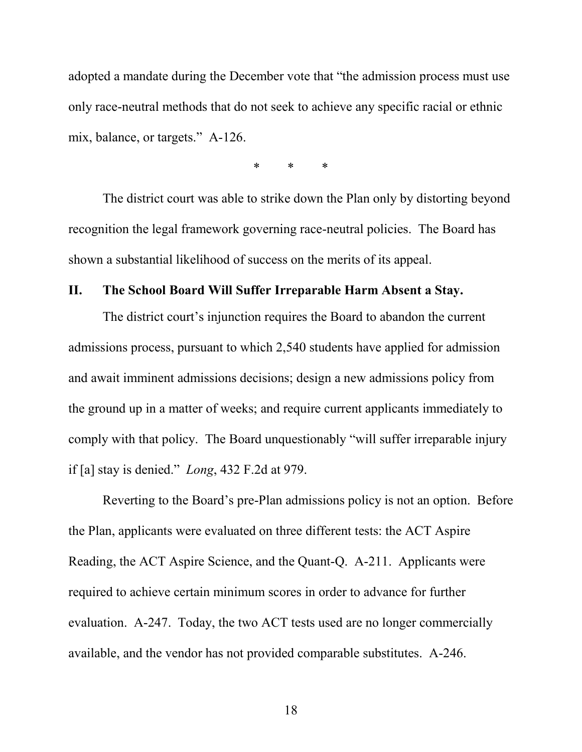adopted a mandate during the December vote that "the admission process must use only race-neutral methods that do not seek to achieve any specific racial or ethnic mix, balance, or targets." A-126.

\*   \*   \*

The district court was able to strike down the Plan only by distorting beyond recognition the legal framework governing race-neutral policies. The Board has shown a substantial likelihood of success on the merits of its appeal.

## II. The School Board Will Suffer Irreparable Harm Absent a Stay.

The district court's injunction requires the Board to abandon the current admissions process, pursuant to which 2,540 students have applied for admission and await imminent admissions decisions; design a new admissions policy from the ground up in a matter of weeks; and require current applicants immediately to comply with that policy. The Board unquestionably "will suffer irreparable injury if [a] stay is denied." *Long*, 432 F.2d at 979.

Reverting to the Board's pre-Plan admissions policy is not an option. Before the Plan, applicants were evaluated on three different tests: the ACT Aspire Reading, the ACT Aspire Science, and the Quant-Q. A-211. Applicants were required to achieve certain minimum scores in order to advance for further evaluation. A-247. Today, the two ACT tests used are no longer commercially available, and the vendor has not provided comparable substitutes. A-246.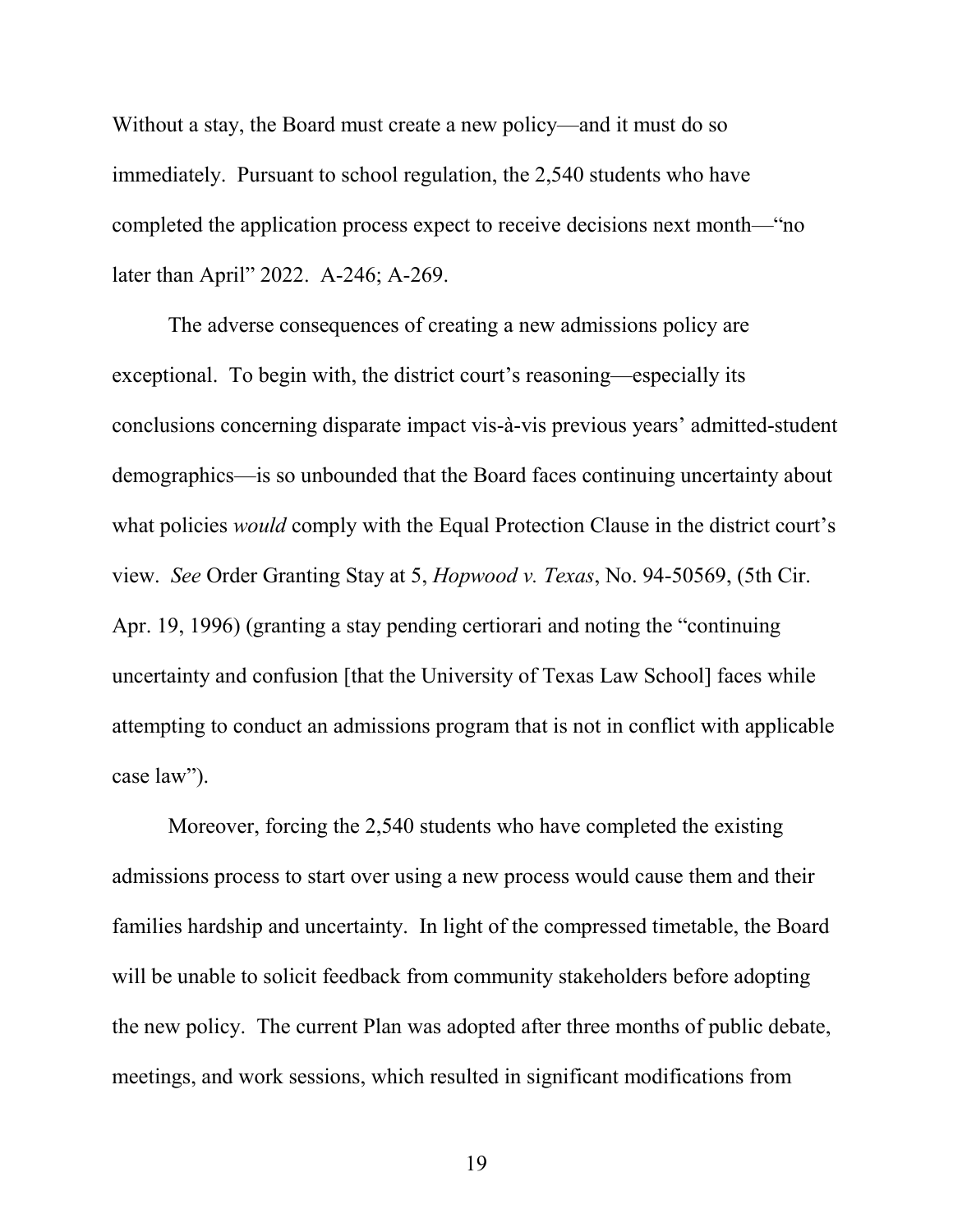Without a stay, the Board must create a new policy—and it must do so immediately. Pursuant to school regulation, the 2,540 students who have completed the application process expect to receive decisions next month—"no later than April" 2022. A-246; A-269.

The adverse consequences of creating a new admissions policy are exceptional. To begin with, the district court's reasoning—especially its conclusions concerning disparate impact vis-à-vis previous years' admitted-student demographics—is so unbounded that the Board faces continuing uncertainty about what policies *would* comply with the Equal Protection Clause in the district court's view. *See* Order Granting Stay at 5, *Hopwood v. Texas*, No. 94-50569, (5th Cir. Apr. 19, 1996) (granting a stay pending certiorari and noting the "continuing uncertainty and confusion [that the University of Texas Law School] faces while attempting to conduct an admissions program that is not in conflict with applicable case law").

Moreover, forcing the 2,540 students who have completed the existing admissions process to start over using a new process would cause them and their families hardship and uncertainty. In light of the compressed timetable, the Board will be unable to solicit feedback from community stakeholders before adopting the new policy. The current Plan was adopted after three months of public debate, meetings, and work sessions, which resulted in significant modifications from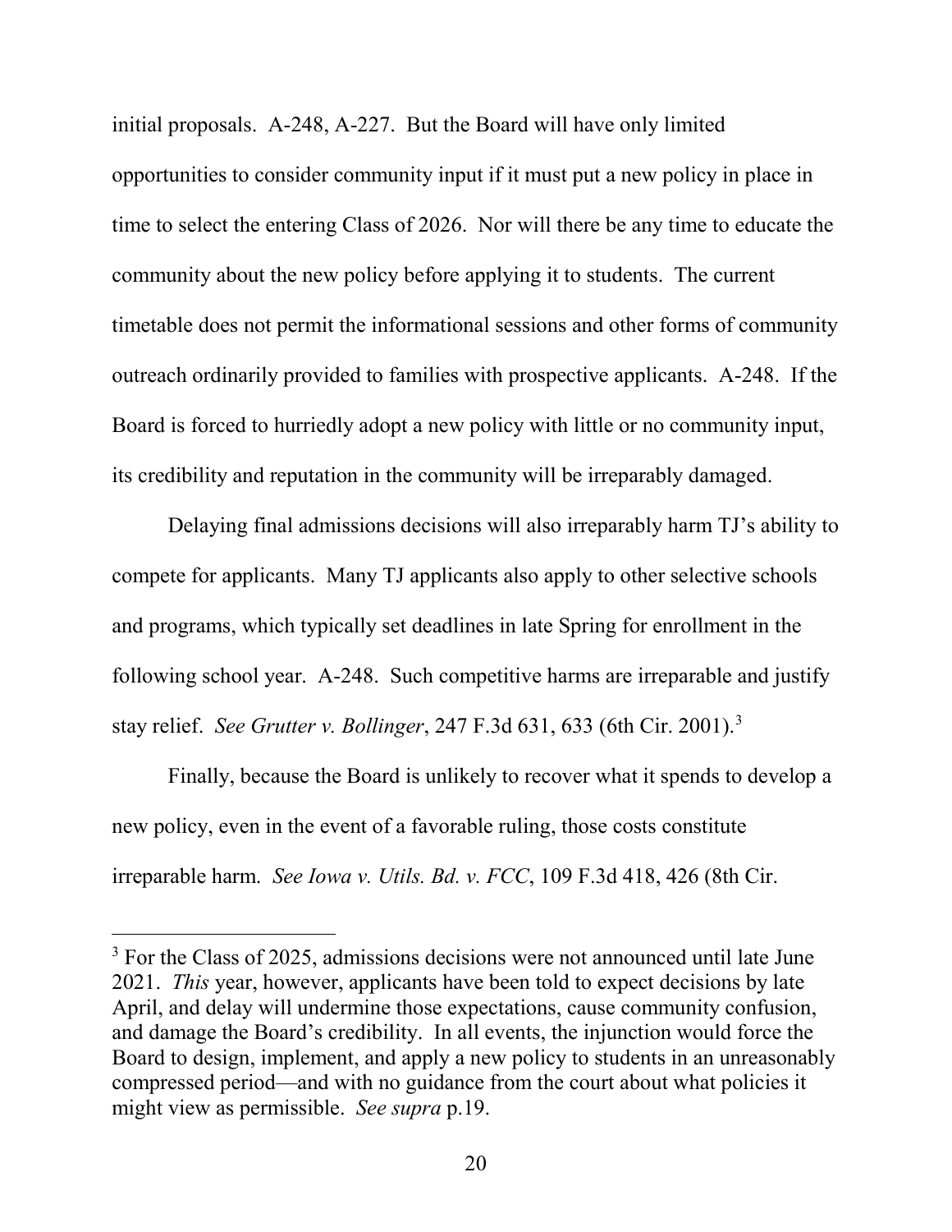initial proposals. A-248, A-227. But the Board will have only limited opportunities to consider community input if it must put a new policy in place in time to select the entering Class of 2026. Nor will there be any time to educate the community about the new policy before applying it to students. The current timetable does not permit the informational sessions and other forms of community outreach ordinarily provided to families with prospective applicants. A-248. If the Board is forced to hurriedly adopt a new policy with little or no community input, its credibility and reputation in the community will be irreparably damaged.

Delaying final admissions decisions will also irreparably harm TJ's ability to compete for applicants. Many TJ applicants also apply to other selective schools and programs, which typically set deadlines in late Spring for enrollment in the following school year. A-248. Such competitive harms are irreparable and justify stay relief. *See Grutter v. Bollinger*, 247 F.3d 631, 633 (6th Cir. 2001).[3]

Finally, because the Board is unlikely to recover what it spends to develop a new policy, even in the event of a favorable ruling, those costs constitute irreparable harm. *See Iowa v. Utils. Bd. v. FCC*, 109 F.3d 418, 426 (8th Cir.

---

[3] For the Class of 2025, admissions decisions were not announced until late June 2021. *This* year, however, applicants have been told to expect decisions by late April, and delay will undermine those expectations, cause community confusion, and damage the Board's credibility. In all events, the injunction would force the Board to design, implement, and apply a new policy to students in an unreasonably compressed period—and with no guidance from the court about what policies it might view as permissible. *See supra* p.19.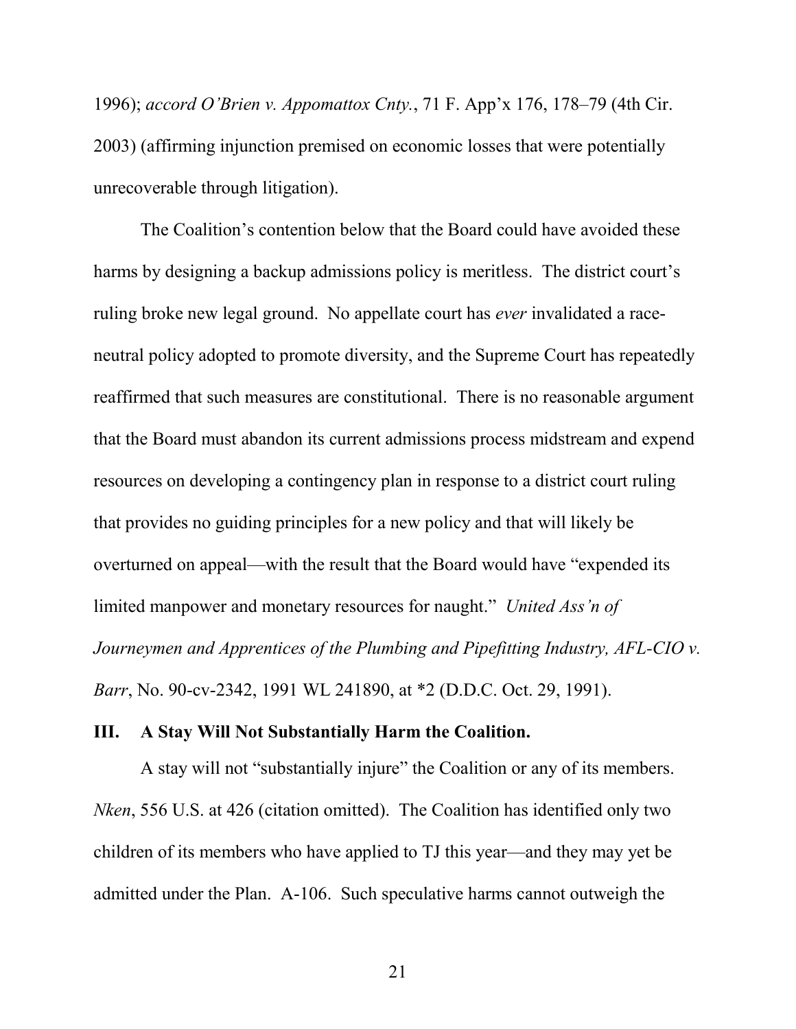1996); *accord O'Brien v. Appomattox Cnty.*, 71 F. App'x 176, 178–79 (4th Cir. 2003) (affirming injunction premised on economic losses that were potentially unrecoverable through litigation).

The Coalition's contention below that the Board could have avoided these harms by designing a backup admissions policy is meritless. The district court's ruling broke new legal ground. No appellate court has *ever* invalidated a race-neutral policy adopted to promote diversity, and the Supreme Court has repeatedly reaffirmed that such measures are constitutional. There is no reasonable argument that the Board must abandon its current admissions process midstream and expend resources on developing a contingency plan in response to a district court ruling that provides no guiding principles for a new policy and that will likely be overturned on appeal—with the result that the Board would have "expended its limited manpower and monetary resources for naught." *United Ass'n of Journeymen and Apprentices of the Plumbing and Pipefitting Industry, AFL-CIO v. Barr*, No. 90-cv-2342, 1991 WL 241890, at *2 (D.D.C. Oct. 29, 1991).

## III. A Stay Will Not Substantially Harm the Coalition.

A stay will not "substantially injure" the Coalition or any of its members. *Nken*, 556 U.S. at 426 (citation omitted). The Coalition has identified only two children of its members who have applied to TJ this year—and they may yet be admitted under the Plan. A-106. Such speculative harms cannot outweigh the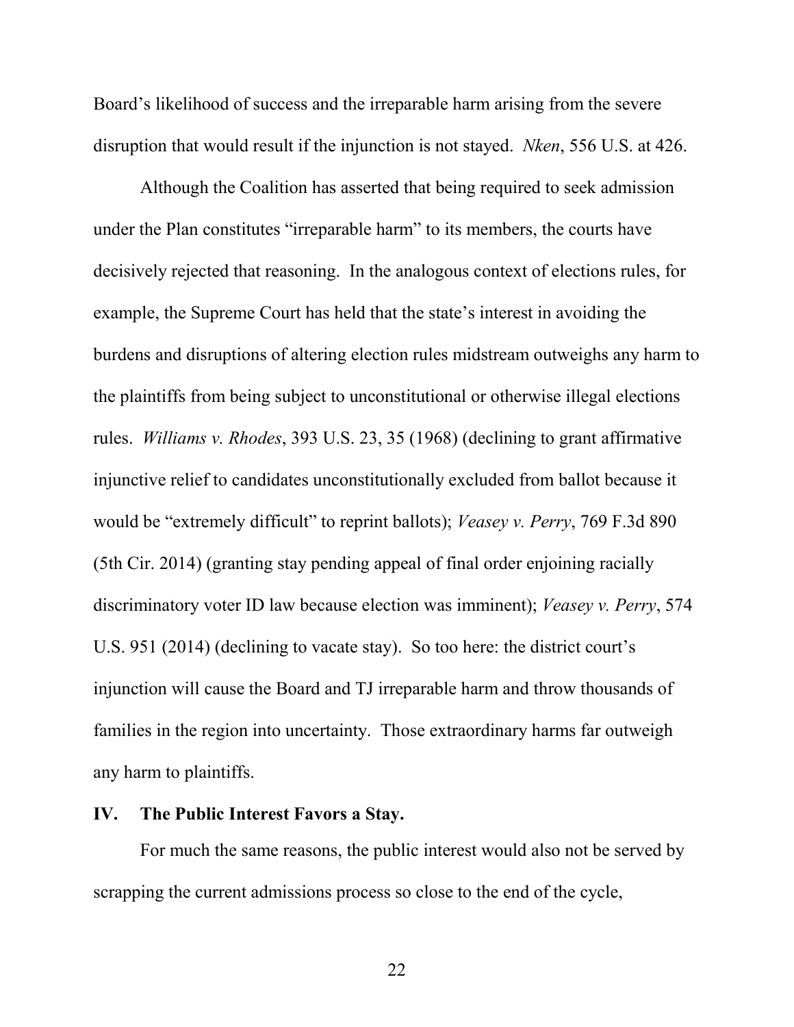Board's likelihood of success and the irreparable harm arising from the severe disruption that would result if the injunction is not stayed. *Nken*, 556 U.S. at 426.

Although the Coalition has asserted that being required to seek admission under the Plan constitutes "irreparable harm" to its members, the courts have decisively rejected that reasoning. In the analogous context of elections rules, for example, the Supreme Court has held that the state's interest in avoiding the burdens and disruptions of altering election rules midstream outweighs any harm to the plaintiffs from being subject to unconstitutional or otherwise illegal elections rules. *Williams v. Rhodes*, 393 U.S. 23, 35 (1968) (declining to grant affirmative injunctive relief to candidates unconstitutionally excluded from ballot because it would be "extremely difficult" to reprint ballots); *Veasey v. Perry*, 769 F.3d 890 (5th Cir. 2014) (granting stay pending appeal of final order enjoining racially discriminatory voter ID law because election was imminent); *Veasey v. Perry*, 574 U.S. 951 (2014) (declining to vacate stay). So too here: the district court's injunction will cause the Board and TJ irreparable harm and throw thousands of families in the region into uncertainty. Those extraordinary harms far outweigh any harm to plaintiffs.

## IV. The Public Interest Favors a Stay.

For much the same reasons, the public interest would also not be served by scrapping the current admissions process so close to the end of the cycle,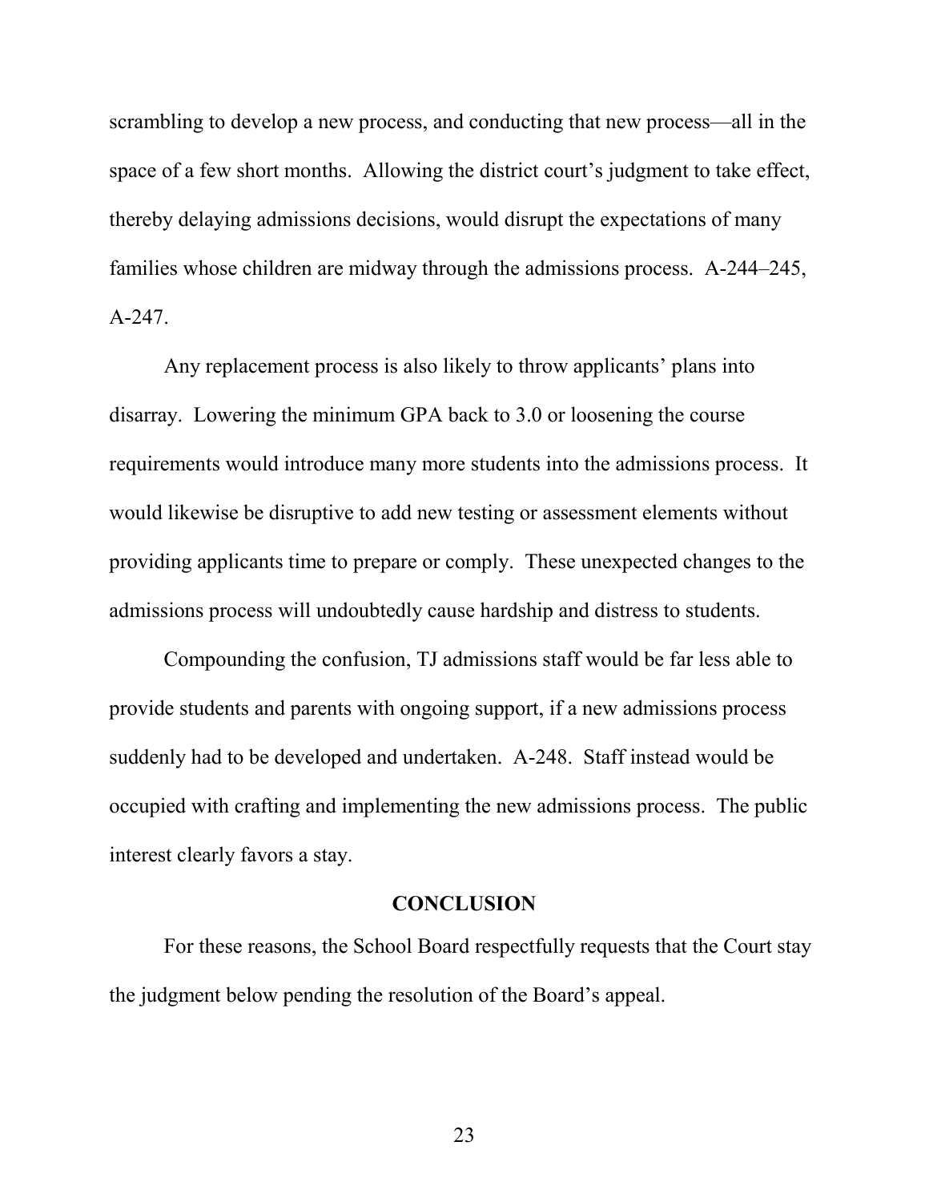scrambling to develop a new process, and conducting that new process—all in the space of a few short months. Allowing the district court's judgment to take effect, thereby delaying admissions decisions, would disrupt the expectations of many families whose children are midway through the admissions process. A-244–245, A-247.

Any replacement process is also likely to throw applicants' plans into disarray. Lowering the minimum GPA back to 3.0 or loosening the course requirements would introduce many more students into the admissions process. It would likewise be disruptive to add new testing or assessment elements without providing applicants time to prepare or comply. These unexpected changes to the admissions process will undoubtedly cause hardship and distress to students.

Compounding the confusion, TJ admissions staff would be far less able to provide students and parents with ongoing support, if a new admissions process suddenly had to be developed and undertaken. A-248. Staff instead would be occupied with crafting and implementing the new admissions process. The public interest clearly favors a stay.

## CONCLUSION

For these reasons, the School Board respectfully requests that the Court stay the judgment below pending the resolution of the Board's appeal.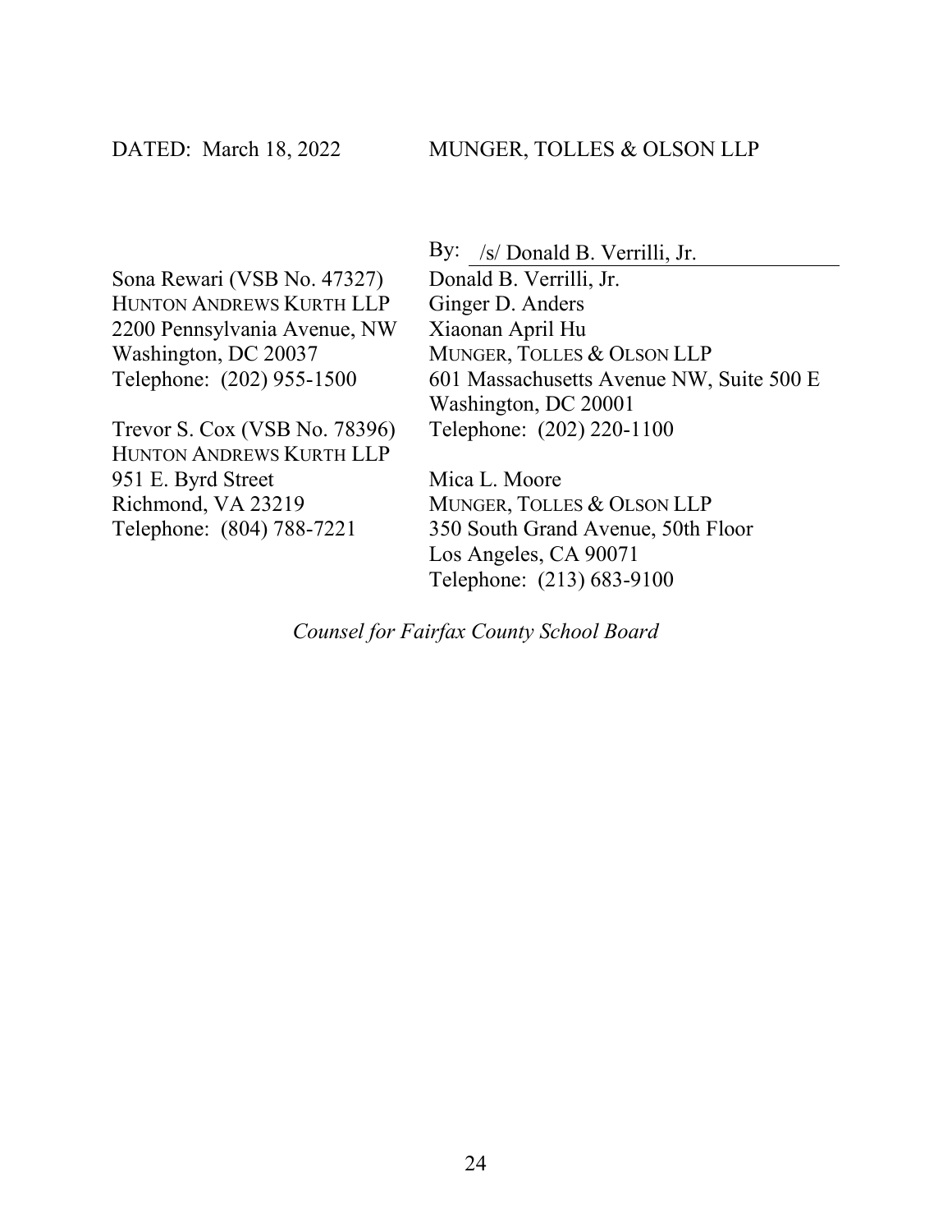DATED: March 18, 2022

MUNGER, TOLLES & OLSON LLP

By: /s/ Donald B. Verrilli, Jr.

Donald B. Verrilli, Jr.
Ginger D. Anders
Xiaonan April Hu
MUNGER, TOLLES & OLSON LLP
601 Massachusetts Avenue NW, Suite 500 E
Washington, DC 20001
Telephone: (202) 220-1100

Mica L. Moore
MUNGER, TOLLES & OLSON LLP
350 South Grand Avenue, 50th Floor
Los Angeles, CA 90071
Telephone: (213) 683-9100

Sona Rewari (VSB No. 47327)
HUNTON ANDREWS KURTH LLP
2200 Pennsylvania Avenue, NW
Washington, DC 20037
Telephone: (202) 955-1500

Trevor S. Cox (VSB No. 78396)
HUNTON ANDREWS KURTH LLP
951 E. Byrd Street
Richmond, VA 23219
Telephone: (804) 788-7221

*Counsel for Fairfax County School Board*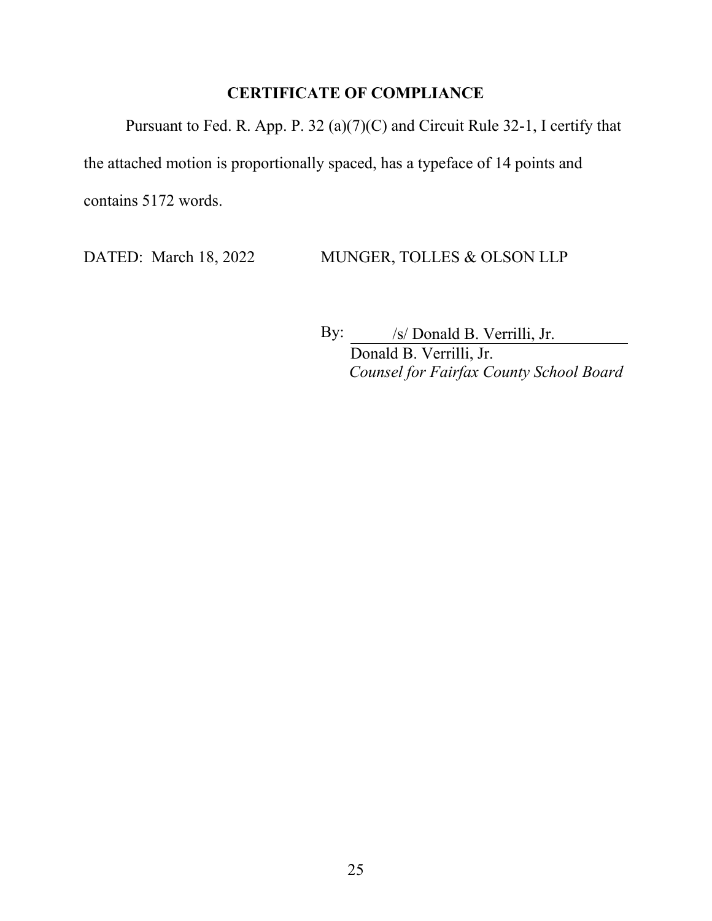## CERTIFICATE OF COMPLIANCE

Pursuant to Fed. R. App. P. 32 (a)(7)(C) and Circuit Rule 32-1, I certify that the attached motion is proportionally spaced, has a typeface of 14 points and contains 5172 words.

DATED: March 18, 2022 MUNGER, TOLLES & OLSON LLP

By: /s/ Donald B. Verrilli, Jr.
Donald B. Verrilli, Jr.
*Counsel for Fairfax County School Board*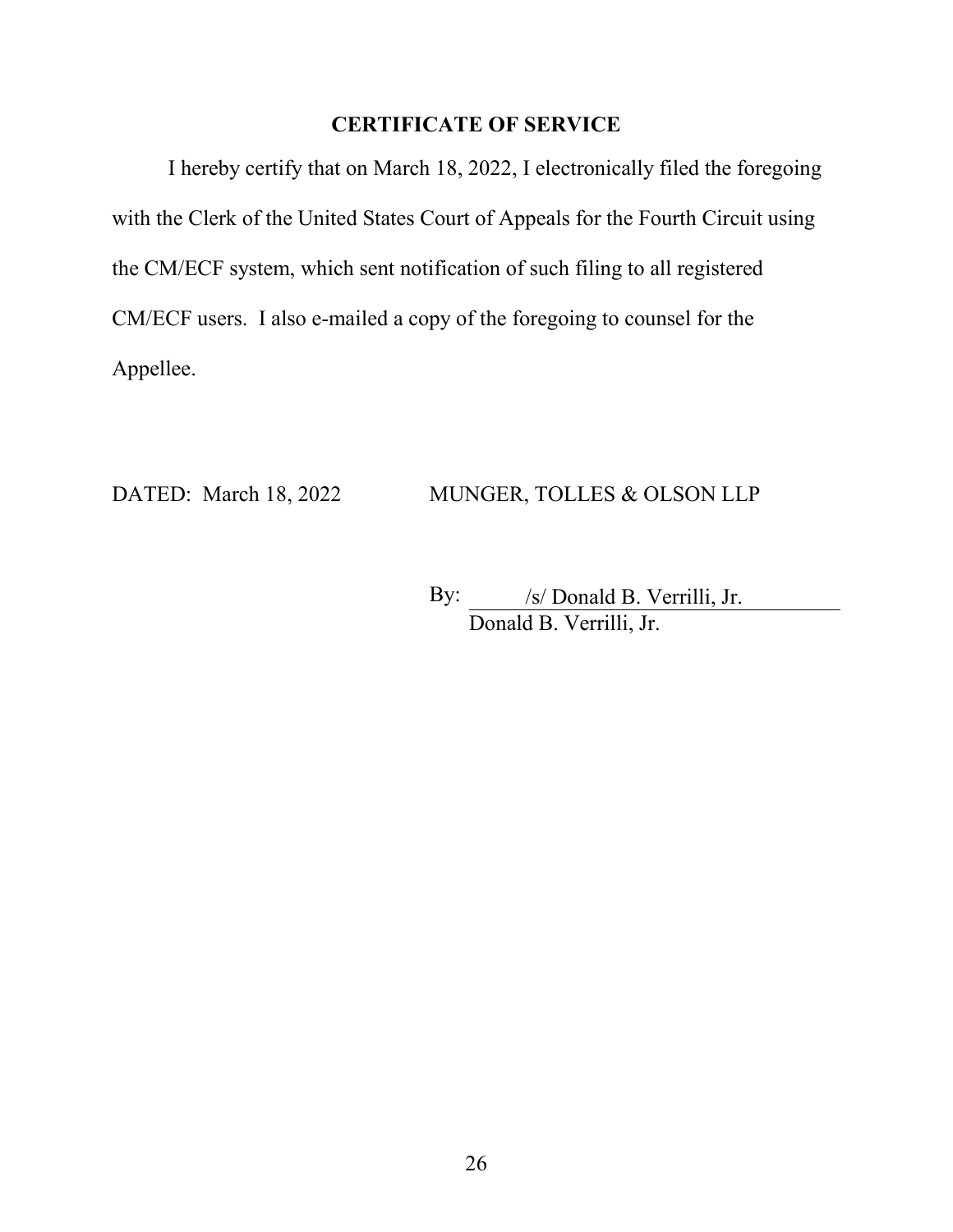**CERTIFICATE OF SERVICE**

I hereby certify that on March 18, 2022, I electronically filed the foregoing with the Clerk of the United States Court of Appeals for the Fourth Circuit using the CM/ECF system, which sent notification of such filing to all registered CM/ECF users. I also e-mailed a copy of the foregoing to counsel for the Appellee.

DATED: March 18, 2022

MUNGER, TOLLES & OLSON LLP

By: /s/ Donald B. Verrilli, Jr.
Donald B. Verrilli, Jr.